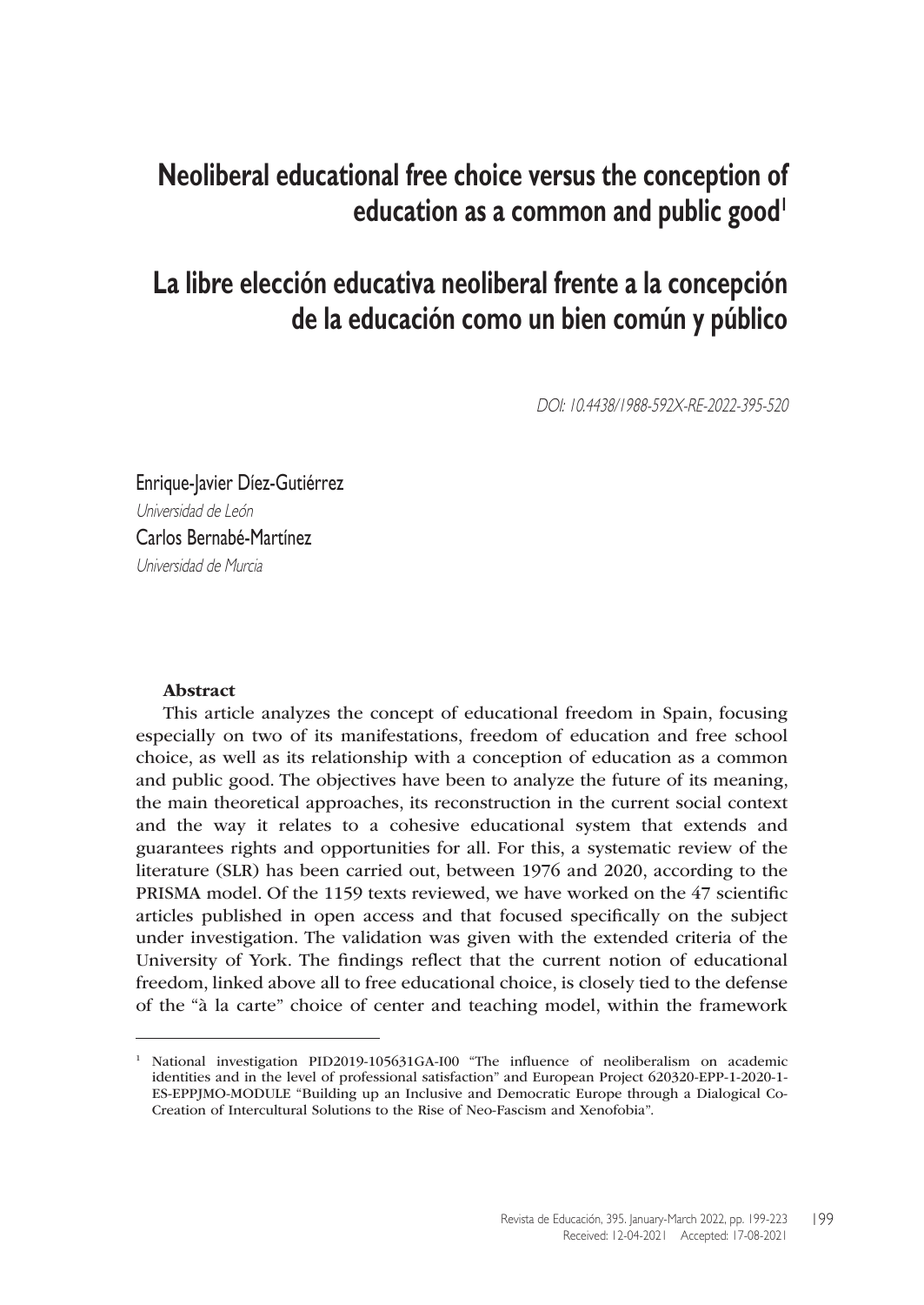# Neoliberal educational free choice versus the conception of education as a common and public good[1]

# La libre elección educativa neoliberal frente a la concepción de la educación como un bien común y público

*DOI: 10.4438/1988-592X-RE-2022-395-520*

Enrique-Javier Díez-Gutiérrez
*Universidad de León*
Carlos Bernabé-Martínez
*Universidad de Murcia*

**Abstract**

This article analyzes the concept of educational freedom in Spain, focusing especially on two of its manifestations, freedom of education and free school choice, as well as its relationship with a conception of education as a common and public good. The objectives have been to analyze the future of its meaning, the main theoretical approaches, its reconstruction in the current social context and the way it relates to a cohesive educational system that extends and guarantees rights and opportunities for all. For this, a systematic review of the literature (SLR) has been carried out, between 1976 and 2020, according to the PRISMA model. Of the 1159 texts reviewed, we have worked on the 47 scientific articles published in open access and that focused specifically on the subject under investigation. The validation was given with the extended criteria of the University of York. The findings reflect that the current notion of educational freedom, linked above all to free educational choice, is closely tied to the defense of the "à la carte" choice of center and teaching model, within the framework

---

[1] National investigation PID2019-105631GA-I00 "The influence of neoliberalism on academic identities and in the level of professional satisfaction" and European Project 620320-EPP-1-2020-1-ES-EPPJMO-MODULE "Building up an Inclusive and Democratic Europe through a Dialogical Co-Creation of Intercultural Solutions to the Rise of Neo-Fascism and Xenofobia".

Received: 12-04-2021 Accepted: 17-08-2021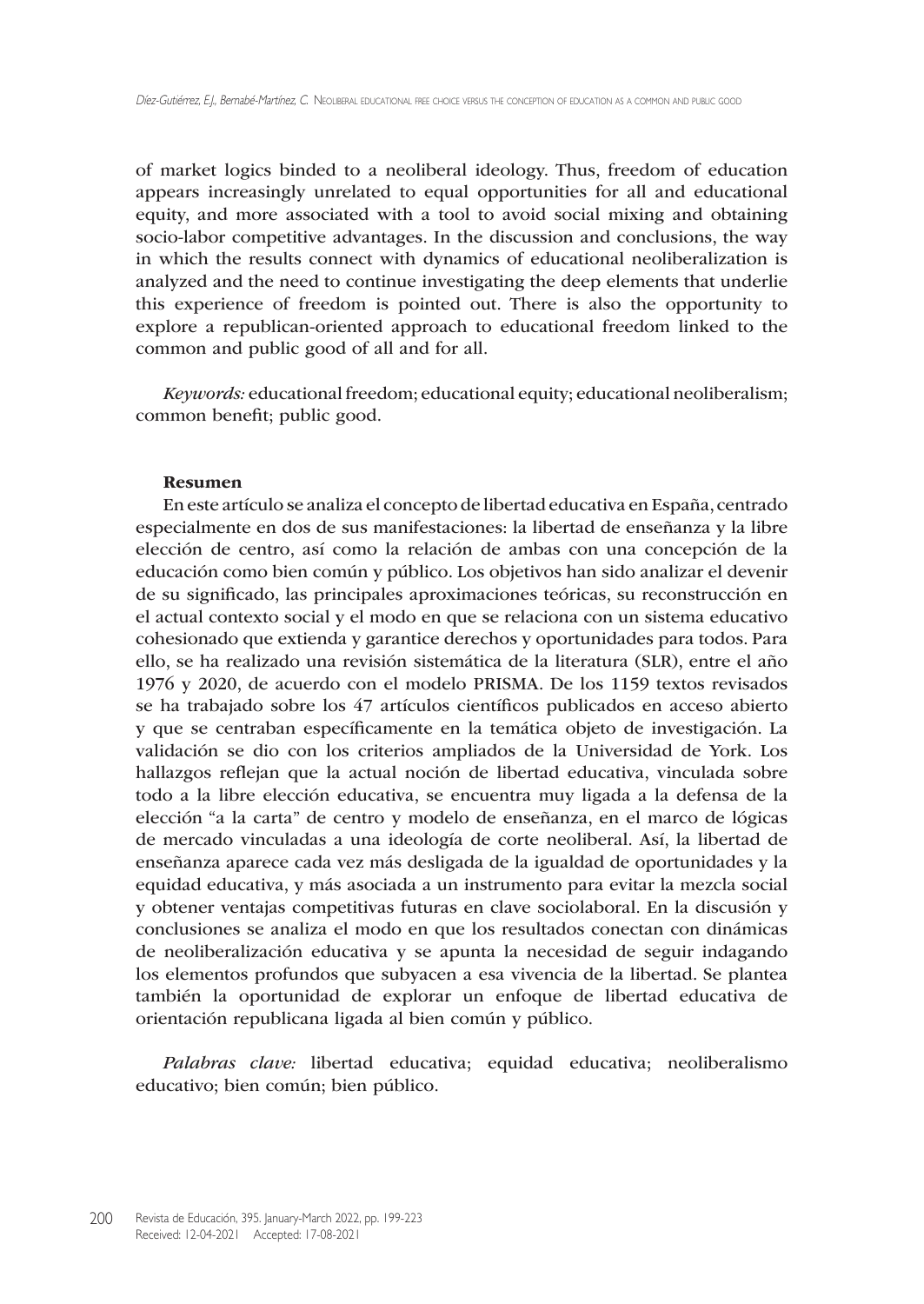of market logics binded to a neoliberal ideology. Thus, freedom of education appears increasingly unrelated to equal opportunities for all and educational equity, and more associated with a tool to avoid social mixing and obtaining socio-labor competitive advantages. In the discussion and conclusions, the way in which the results connect with dynamics of educational neoliberalization is analyzed and the need to continue investigating the deep elements that underlie this experience of freedom is pointed out. There is also the opportunity to explore a republican-oriented approach to educational freedom linked to the common and public good of all and for all.

*Keywords:* educational freedom; educational equity; educational neoliberalism; common benefit; public good.

#### Resumen

En este artículo se analiza el concepto de libertad educativa en España, centrado especialmente en dos de sus manifestaciones: la libertad de enseñanza y la libre elección de centro, así como la relación de ambas con una concepción de la educación como bien común y público. Los objetivos han sido analizar el devenir de su significado, las principales aproximaciones teóricas, su reconstrucción en el actual contexto social y el modo en que se relaciona con un sistema educativo cohesionado que extienda y garantice derechos y oportunidades para todos. Para ello, se ha realizado una revisión sistemática de la literatura (SLR), entre el año 1976 y 2020, de acuerdo con el modelo PRISMA. De los 1159 textos revisados se ha trabajado sobre los 47 artículos científicos publicados en acceso abierto y que se centraban específicamente en la temática objeto de investigación. La validación se dio con los criterios ampliados de la Universidad de York. Los hallazgos reflejan que la actual noción de libertad educativa, vinculada sobre todo a la libre elección educativa, se encuentra muy ligada a la defensa de la elección "a la carta" de centro y modelo de enseñanza, en el marco de lógicas de mercado vinculadas a una ideología de corte neoliberal. Así, la libertad de enseñanza aparece cada vez más desligada de la igualdad de oportunidades y la equidad educativa, y más asociada a un instrumento para evitar la mezcla social y obtener ventajas competitivas futuras en clave sociolaboral. En la discusión y conclusiones se analiza el modo en que los resultados conectan con dinámicas de neoliberalización educativa y se apunta la necesidad de seguir indagando los elementos profundos que subyacen a esa vivencia de la libertad. Se plantea también la oportunidad de explorar un enfoque de libertad educativa de orientación republicana ligada al bien común y público.

*Palabras clave:* libertad educativa; equidad educativa; neoliberalismo educativo; bien común; bien público.

Received: 12-04-2021 Accepted: 17-08-2021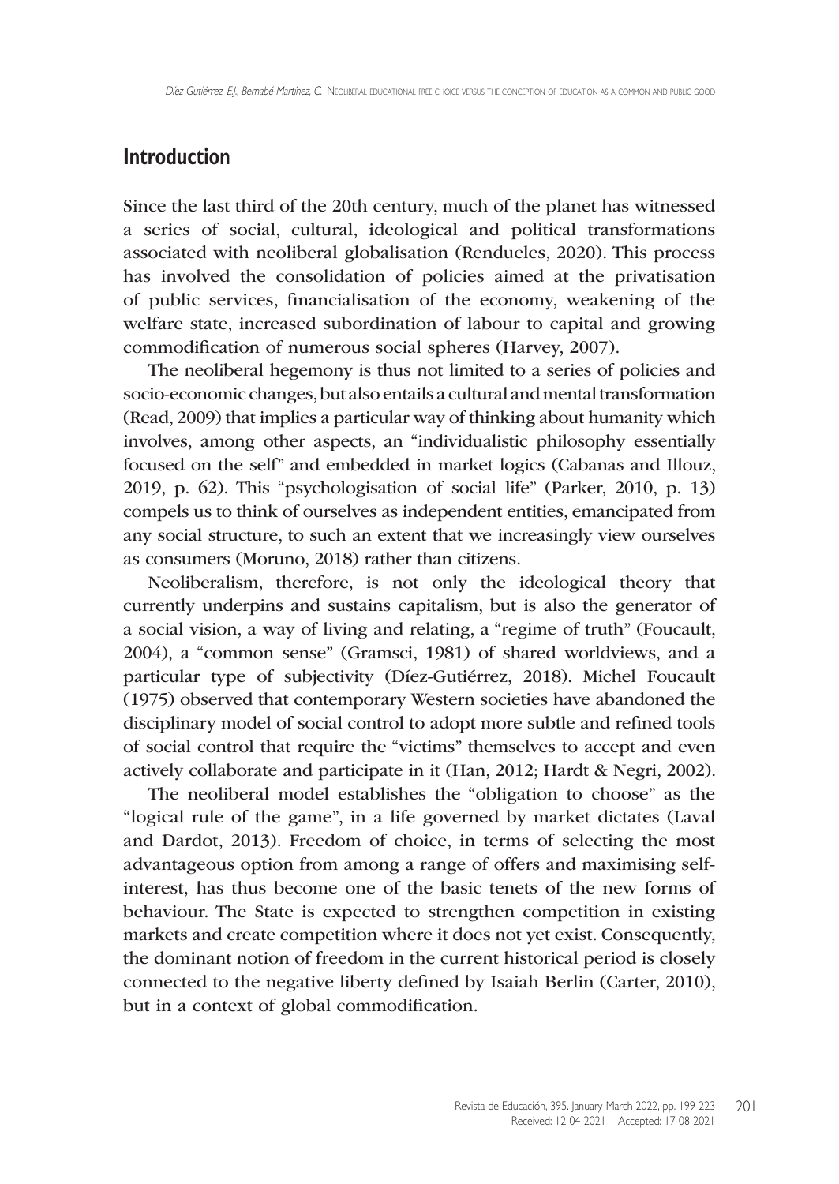## Introduction

Since the last third of the 20th century, much of the planet has witnessed a series of social, cultural, ideological and political transformations associated with neoliberal globalisation (Rendueles, 2020). This process has involved the consolidation of policies aimed at the privatisation of public services, financialisation of the economy, weakening of the welfare state, increased subordination of labour to capital and growing commodification of numerous social spheres (Harvey, 2007).

The neoliberal hegemony is thus not limited to a series of policies and socio-economic changes, but also entails a cultural and mental transformation (Read, 2009) that implies a particular way of thinking about humanity which involves, among other aspects, an "individualistic philosophy essentially focused on the self" and embedded in market logics (Cabanas and Illouz, 2019, p. 62). This "psychologisation of social life" (Parker, 2010, p. 13) compels us to think of ourselves as independent entities, emancipated from any social structure, to such an extent that we increasingly view ourselves as consumers (Moruno, 2018) rather than citizens.

Neoliberalism, therefore, is not only the ideological theory that currently underpins and sustains capitalism, but is also the generator of a social vision, a way of living and relating, a "regime of truth" (Foucault, 2004), a "common sense" (Gramsci, 1981) of shared worldviews, and a particular type of subjectivity (Díez-Gutiérrez, 2018). Michel Foucault (1975) observed that contemporary Western societies have abandoned the disciplinary model of social control to adopt more subtle and refined tools of social control that require the "victims" themselves to accept and even actively collaborate and participate in it (Han, 2012; Hardt & Negri, 2002).

The neoliberal model establishes the "obligation to choose" as the "logical rule of the game", in a life governed by market dictates (Laval and Dardot, 2013). Freedom of choice, in terms of selecting the most advantageous option from among a range of offers and maximising self-interest, has thus become one of the basic tenets of the new forms of behaviour. The State is expected to strengthen competition in existing markets and create competition where it does not yet exist. Consequently, the dominant notion of freedom in the current historical period is closely connected to the negative liberty defined by Isaiah Berlin (Carter, 2010), but in a context of global commodification.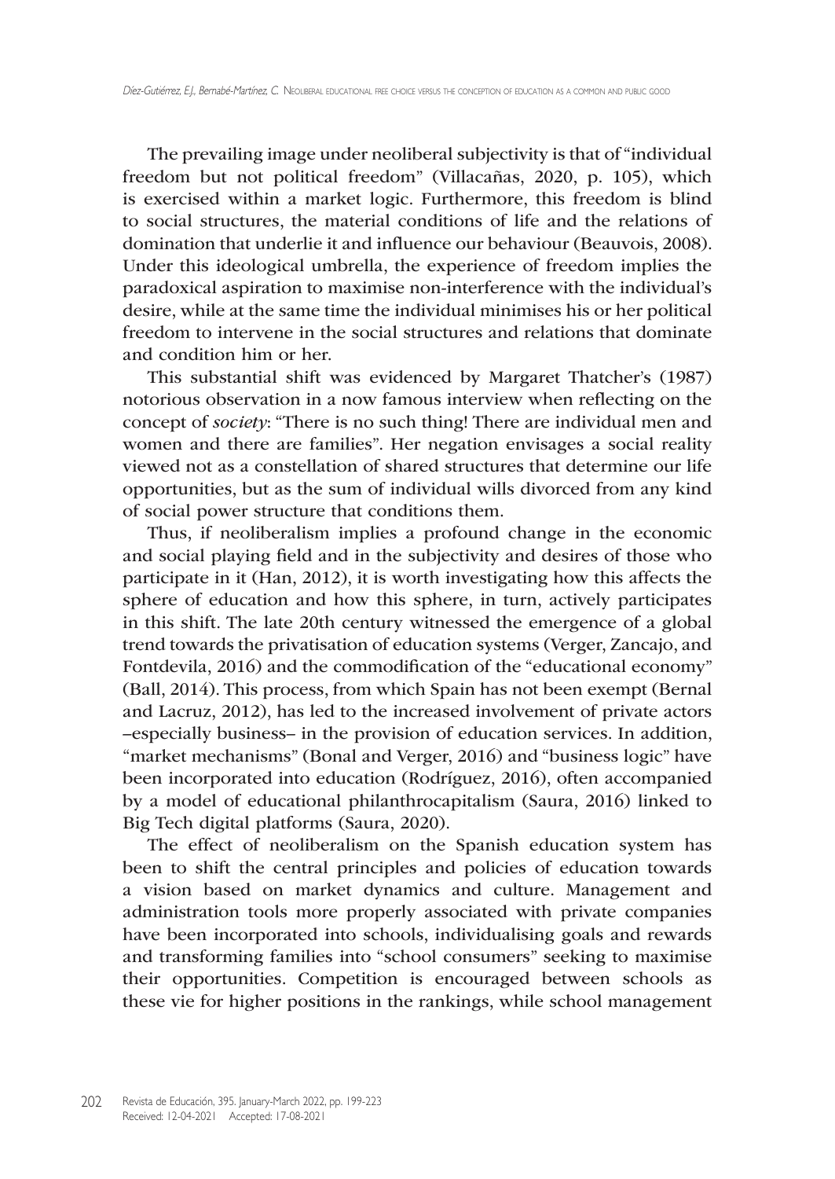The prevailing image under neoliberal subjectivity is that of "individual freedom but not political freedom" (Villacañas, 2020, p. 105), which is exercised within a market logic. Furthermore, this freedom is blind to social structures, the material conditions of life and the relations of domination that underlie it and influence our behaviour (Beauvois, 2008). Under this ideological umbrella, the experience of freedom implies the paradoxical aspiration to maximise non-interference with the individual's desire, while at the same time the individual minimises his or her political freedom to intervene in the social structures and relations that dominate and condition him or her.

This substantial shift was evidenced by Margaret Thatcher's (1987) notorious observation in a now famous interview when reflecting on the concept of *society*: "There is no such thing! There are individual men and women and there are families". Her negation envisages a social reality viewed not as a constellation of shared structures that determine our life opportunities, but as the sum of individual wills divorced from any kind of social power structure that conditions them.

Thus, if neoliberalism implies a profound change in the economic and social playing field and in the subjectivity and desires of those who participate in it (Han, 2012), it is worth investigating how this affects the sphere of education and how this sphere, in turn, actively participates in this shift. The late 20th century witnessed the emergence of a global trend towards the privatisation of education systems (Verger, Zancajo, and Fontdevila, 2016) and the commodification of the "educational economy" (Ball, 2014). This process, from which Spain has not been exempt (Bernal and Lacruz, 2012), has led to the increased involvement of private actors –especially business– in the provision of education services. In addition, "market mechanisms" (Bonal and Verger, 2016) and "business logic" have been incorporated into education (Rodríguez, 2016), often accompanied by a model of educational philanthrocapitalism (Saura, 2016) linked to Big Tech digital platforms (Saura, 2020).

The effect of neoliberalism on the Spanish education system has been to shift the central principles and policies of education towards a vision based on market dynamics and culture. Management and administration tools more properly associated with private companies have been incorporated into schools, individualising goals and rewards and transforming families into "school consumers" seeking to maximise their opportunities. Competition is encouraged between schools as these vie for higher positions in the rankings, while school management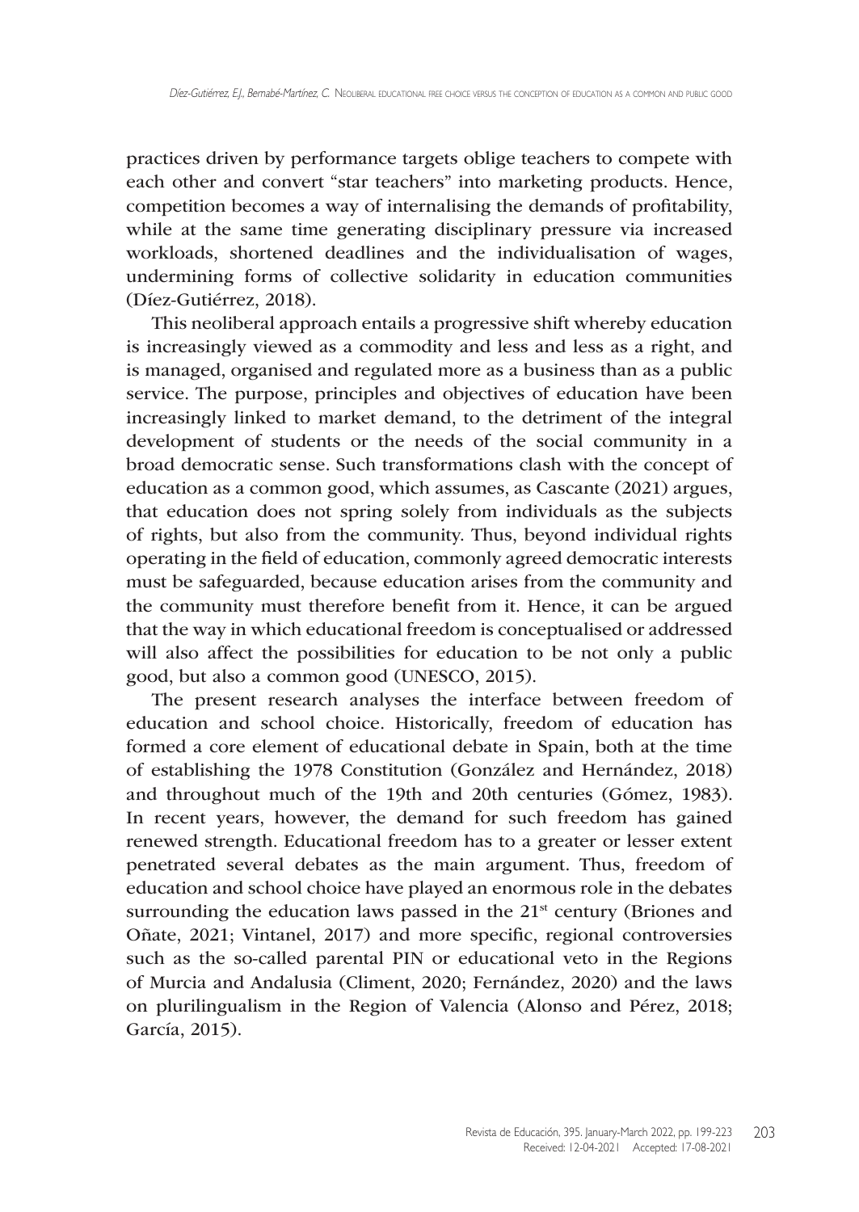practices driven by performance targets oblige teachers to compete with each other and convert "star teachers" into marketing products. Hence, competition becomes a way of internalising the demands of profitability, while at the same time generating disciplinary pressure via increased workloads, shortened deadlines and the individualisation of wages, undermining forms of collective solidarity in education communities (Díez-Gutiérrez, 2018).

This neoliberal approach entails a progressive shift whereby education is increasingly viewed as a commodity and less and less as a right, and is managed, organised and regulated more as a business than as a public service. The purpose, principles and objectives of education have been increasingly linked to market demand, to the detriment of the integral development of students or the needs of the social community in a broad democratic sense. Such transformations clash with the concept of education as a common good, which assumes, as Cascante (2021) argues, that education does not spring solely from individuals as the subjects of rights, but also from the community. Thus, beyond individual rights operating in the field of education, commonly agreed democratic interests must be safeguarded, because education arises from the community and the community must therefore benefit from it. Hence, it can be argued that the way in which educational freedom is conceptualised or addressed will also affect the possibilities for education to be not only a public good, but also a common good (UNESCO, 2015).

The present research analyses the interface between freedom of education and school choice. Historically, freedom of education has formed a core element of educational debate in Spain, both at the time of establishing the 1978 Constitution (González and Hernández, 2018) and throughout much of the 19th and 20th centuries (Gómez, 1983). In recent years, however, the demand for such freedom has gained renewed strength. Educational freedom has to a greater or lesser extent penetrated several debates as the main argument. Thus, freedom of education and school choice have played an enormous role in the debates surrounding the education laws passed in the 21st century (Briones and Oñate, 2021; Vintanel, 2017) and more specific, regional controversies such as the so-called parental PIN or educational veto in the Regions of Murcia and Andalusia (Climent, 2020; Fernández, 2020) and the laws on plurilingualism in the Region of Valencia (Alonso and Pérez, 2018; García, 2015).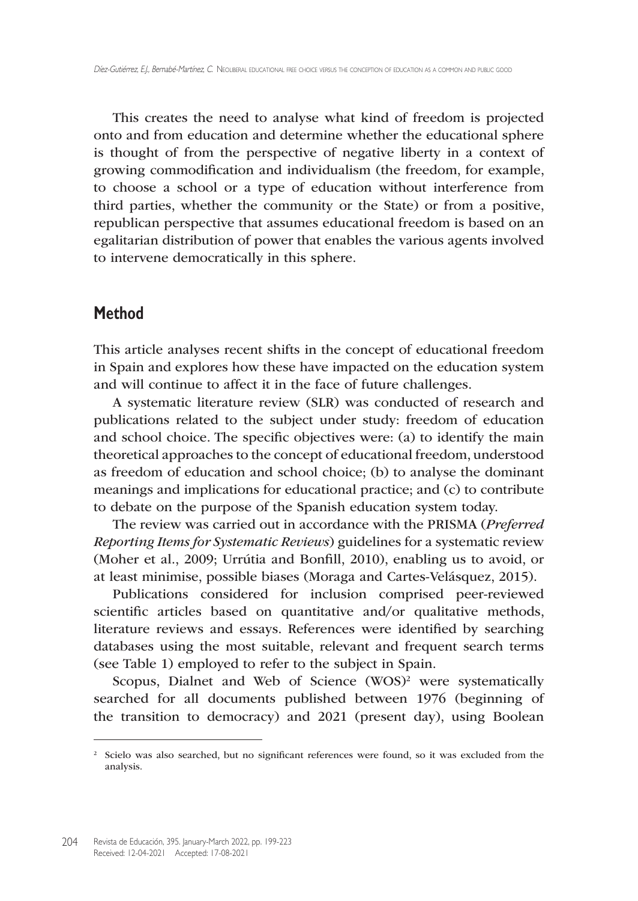This creates the need to analyse what kind of freedom is projected onto and from education and determine whether the educational sphere is thought of from the perspective of negative liberty in a context of growing commodification and individualism (the freedom, for example, to choose a school or a type of education without interference from third parties, whether the community or the State) or from a positive, republican perspective that assumes educational freedom is based on an egalitarian distribution of power that enables the various agents involved to intervene democratically in this sphere.

## Method

This article analyses recent shifts in the concept of educational freedom in Spain and explores how these have impacted on the education system and will continue to affect it in the face of future challenges.

A systematic literature review (SLR) was conducted of research and publications related to the subject under study: freedom of education and school choice. The specific objectives were: (a) to identify the main theoretical approaches to the concept of educational freedom, understood as freedom of education and school choice; (b) to analyse the dominant meanings and implications for educational practice; and (c) to contribute to debate on the purpose of the Spanish education system today.

The review was carried out in accordance with the PRISMA (*Preferred Reporting Items for Systematic Reviews*) guidelines for a systematic review (Moher et al., 2009; Urrútia and Bonfill, 2010), enabling us to avoid, or at least minimise, possible biases (Moraga and Cartes-Velásquez, 2015).

Publications considered for inclusion comprised peer-reviewed scientific articles based on quantitative and/or qualitative methods, literature reviews and essays. References were identified by searching databases using the most suitable, relevant and frequent search terms (see Table 1) employed to refer to the subject in Spain.

Scopus, Dialnet and Web of Science (WOS)[2] were systematically searched for all documents published between 1976 (beginning of the transition to democracy) and 2021 (present day), using Boolean

[2] Scielo was also searched, but no significant references were found, so it was excluded from the analysis.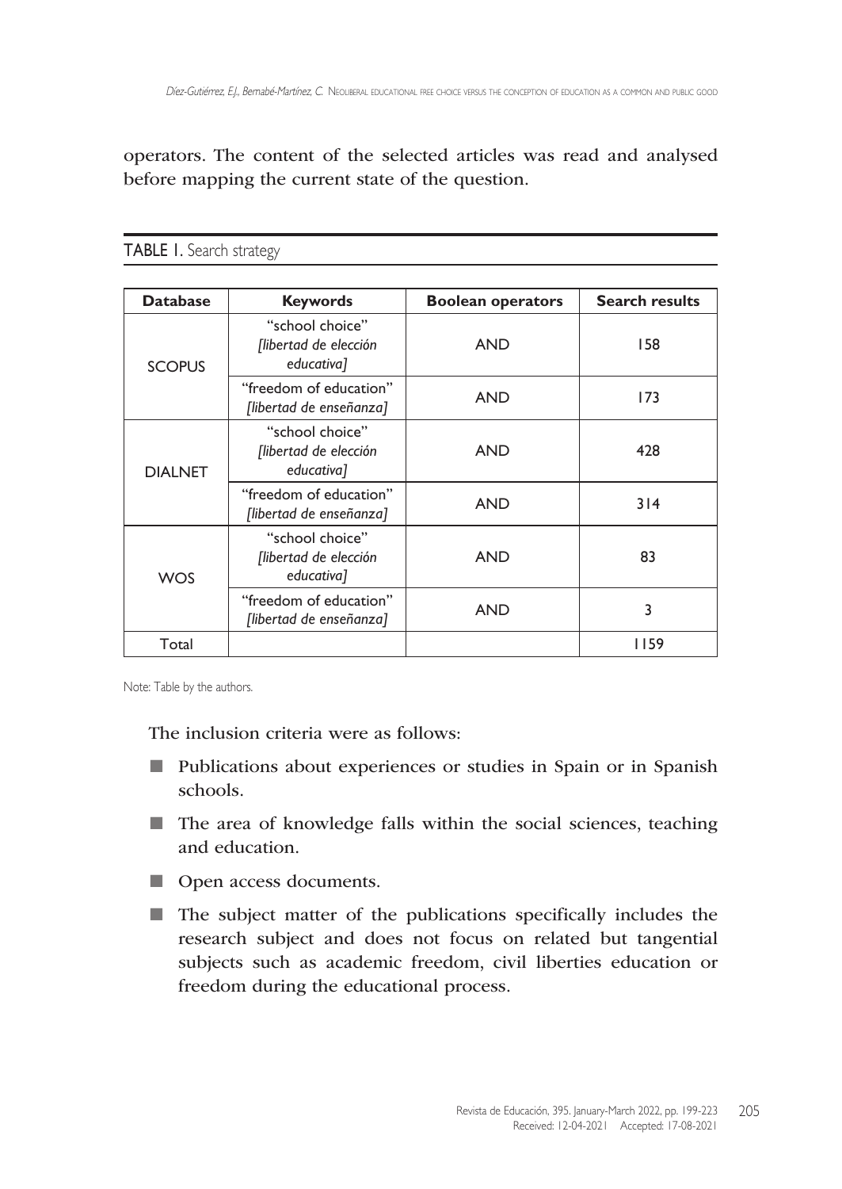operators. The content of the selected articles was read and analysed before mapping the current state of the question.

TABLE 1. Search strategy

| Database | Keywords | Boolean operators | Search results |
|---|---|---|---|
| SCOPUS | "school choice" *[libertad de elección educativa]* | AND | 158 |
| | "freedom of education" *[libertad de enseñanza]* | AND | 173 |
| DIALNET | "school choice" *[libertad de elección educativa]* | AND | 428 |
| | "freedom of education" *[libertad de enseñanza]* | AND | 314 |
| WOS | "school choice" *[libertad de elección educativa]* | AND | 83 |
| | "freedom of education" *[libertad de enseñanza]* | AND | 3 |
| Total | | | 1159 |

Note: Table by the authors.

The inclusion criteria were as follows:

- Publications about experiences or studies in Spain or in Spanish schools.
- The area of knowledge falls within the social sciences, teaching and education.
- Open access documents.
- The subject matter of the publications specifically includes the research subject and does not focus on related but tangential subjects such as academic freedom, civil liberties education or freedom during the educational process.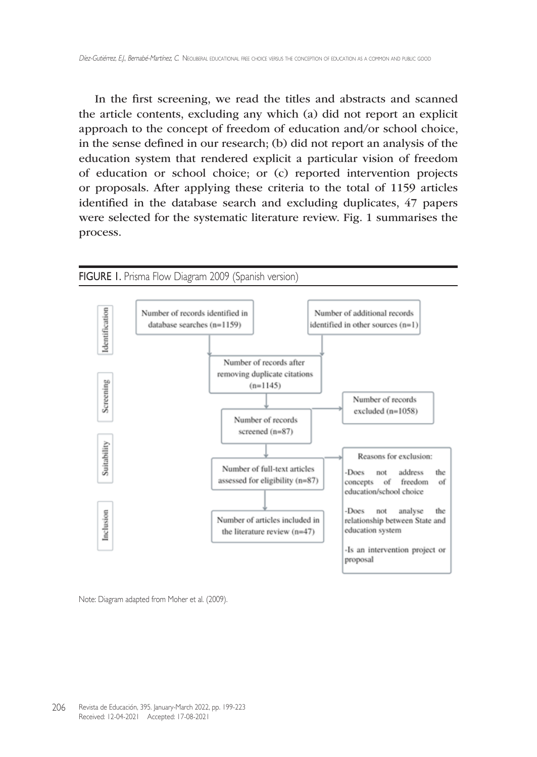In the first screening, we read the titles and abstracts and scanned the article contents, excluding any which (a) did not report an explicit approach to the concept of freedom of education and/or school choice, in the sense defined in our research; (b) did not report an analysis of the education system that rendered explicit a particular vision of freedom of education or school choice; or (c) reported intervention projects or proposals. After applying these criteria to the total of 1159 articles identified in the database search and excluding duplicates, 47 papers were selected for the systematic literature review. Fig. 1 summarises the process.

FIGURE 1. Prisma Flow Diagram 2009 (Spanish version)

**Identification**

- Number of records identified in database searches (n=1159)
- Number of additional records identified in other sources (n=1)

**Screening**

- Number of records after removing duplicate citations (n=1145)
- Number of records screened (n=87)
- Number of records excluded (n=1058)

**Suitability**

- Number of full-text articles assessed for eligibility (n=87)
- Reasons for exclusion:
  - Does not address the concepts of freedom of education/school choice
  - Does not analyse the relationship between State and education system
  - Is an intervention project or proposal

**Inclusion**

- Number of articles included in the literature review (n=47)

Note: Diagram adapted from Moher et al. (2009).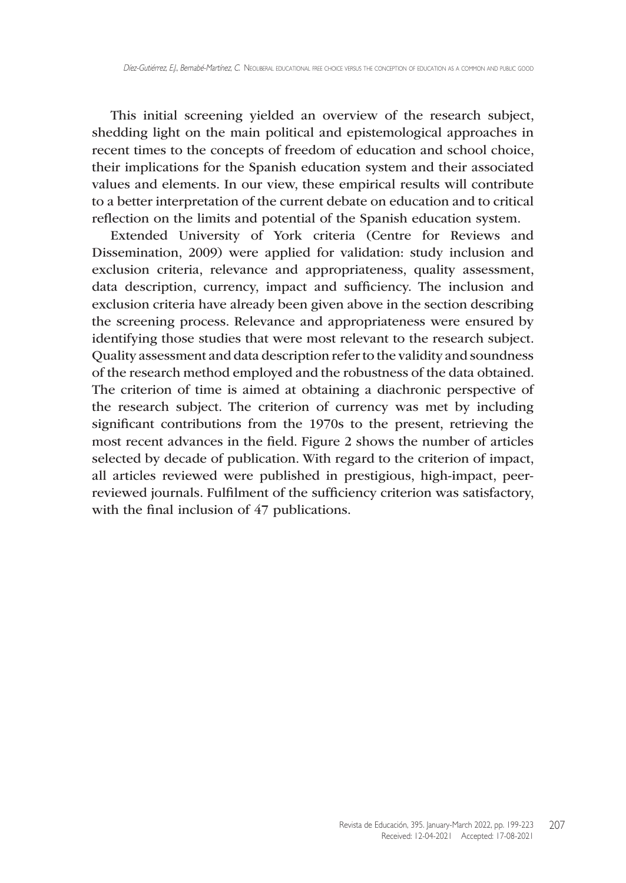This initial screening yielded an overview of the research subject, shedding light on the main political and epistemological approaches in recent times to the concepts of freedom of education and school choice, their implications for the Spanish education system and their associated values and elements. In our view, these empirical results will contribute to a better interpretation of the current debate on education and to critical reflection on the limits and potential of the Spanish education system.

Extended University of York criteria (Centre for Reviews and Dissemination, 2009) were applied for validation: study inclusion and exclusion criteria, relevance and appropriateness, quality assessment, data description, currency, impact and sufficiency. The inclusion and exclusion criteria have already been given above in the section describing the screening process. Relevance and appropriateness were ensured by identifying those studies that were most relevant to the research subject. Quality assessment and data description refer to the validity and soundness of the research method employed and the robustness of the data obtained. The criterion of time is aimed at obtaining a diachronic perspective of the research subject. The criterion of currency was met by including significant contributions from the 1970s to the present, retrieving the most recent advances in the field. Figure 2 shows the number of articles selected by decade of publication. With regard to the criterion of impact, all articles reviewed were published in prestigious, high-impact, peer-reviewed journals. Fulfilment of the sufficiency criterion was satisfactory, with the final inclusion of 47 publications.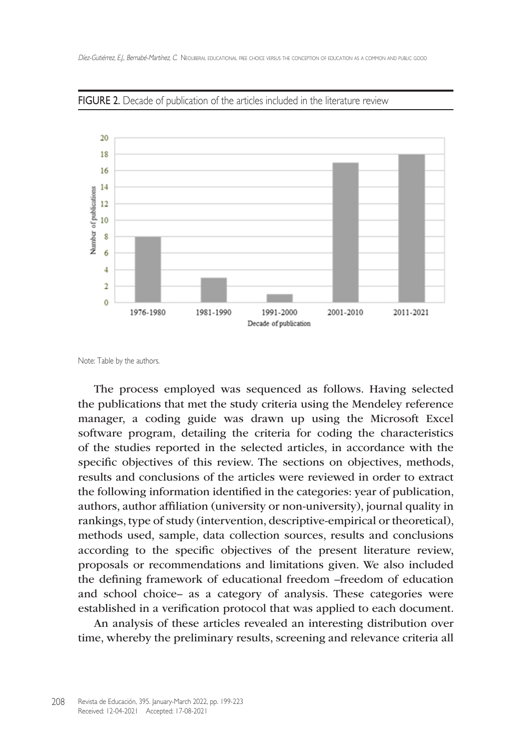**FIGURE 2.** Decade of publication of the articles included in the literature review

| Decade of publication | Number of publications |
|---|---|
| 1976-1980 | 8 |
| 1981-1990 | 3 |
| 1991-2000 | 1 |
| 2001-2010 | 17 |
| 2011-2021 | 18 |

Note: Table by the authors.

The process employed was sequenced as follows. Having selected the publications that met the study criteria using the Mendeley reference manager, a coding guide was drawn up using the Microsoft Excel software program, detailing the criteria for coding the characteristics of the studies reported in the selected articles, in accordance with the specific objectives of this review. The sections on objectives, methods, results and conclusions of the articles were reviewed in order to extract the following information identified in the categories: year of publication, authors, author affiliation (university or non-university), journal quality in rankings, type of study (intervention, descriptive-empirical or theoretical), methods used, sample, data collection sources, results and conclusions according to the specific objectives of the present literature review, proposals or recommendations and limitations given. We also included the defining framework of educational freedom –freedom of education and school choice– as a category of analysis. These categories were established in a verification protocol that was applied to each document.

An analysis of these articles revealed an interesting distribution over time, whereby the preliminary results, screening and relevance criteria all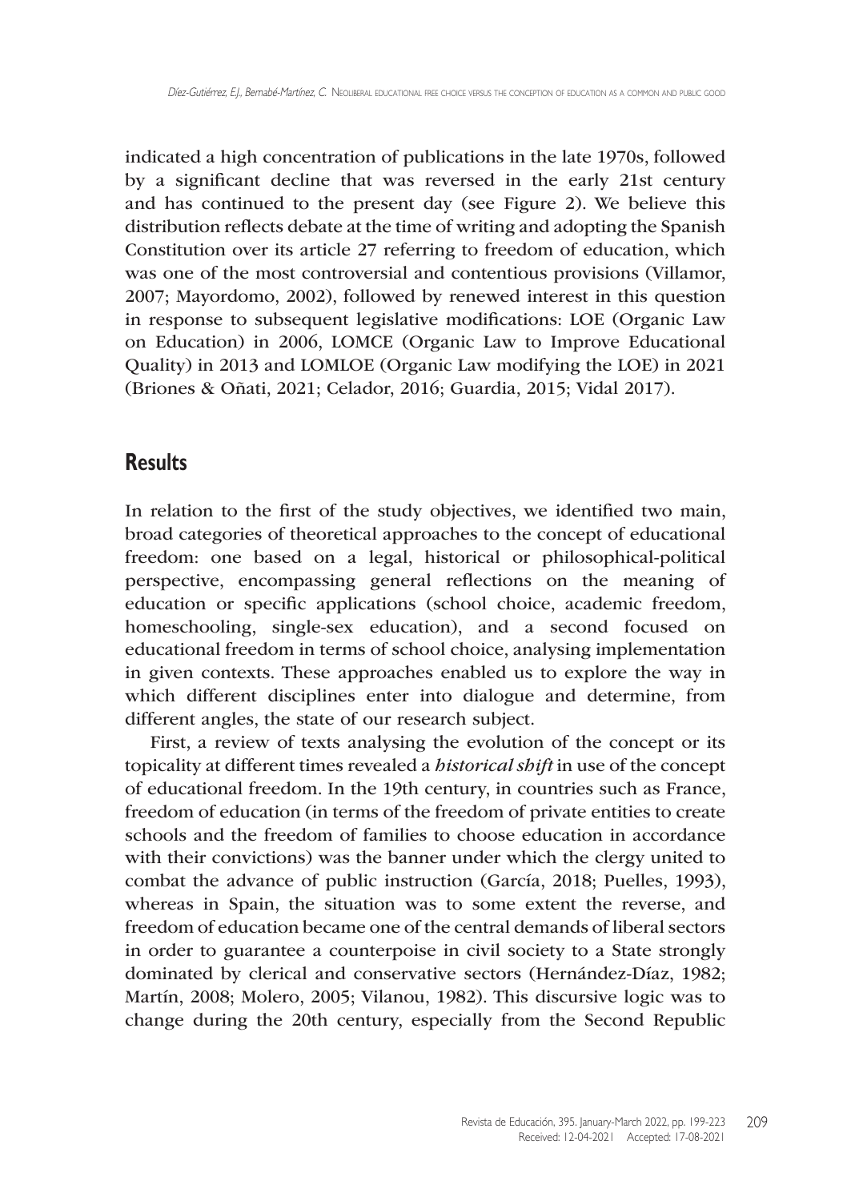indicated a high concentration of publications in the late 1970s, followed by a significant decline that was reversed in the early 21st century and has continued to the present day (see Figure 2). We believe this distribution reflects debate at the time of writing and adopting the Spanish Constitution over its article 27 referring to freedom of education, which was one of the most controversial and contentious provisions (Villamor, 2007; Mayordomo, 2002), followed by renewed interest in this question in response to subsequent legislative modifications: LOE (Organic Law on Education) in 2006, LOMCE (Organic Law to Improve Educational Quality) in 2013 and LOMLOE (Organic Law modifying the LOE) in 2021 (Briones & Oñati, 2021; Celador, 2016; Guardia, 2015; Vidal 2017).

## Results

In relation to the first of the study objectives, we identified two main, broad categories of theoretical approaches to the concept of educational freedom: one based on a legal, historical or philosophical-political perspective, encompassing general reflections on the meaning of education or specific applications (school choice, academic freedom, homeschooling, single-sex education), and a second focused on educational freedom in terms of school choice, analysing implementation in given contexts. These approaches enabled us to explore the way in which different disciplines enter into dialogue and determine, from different angles, the state of our research subject.

First, a review of texts analysing the evolution of the concept or its topicality at different times revealed a *historical shift* in use of the concept of educational freedom. In the 19th century, in countries such as France, freedom of education (in terms of the freedom of private entities to create schools and the freedom of families to choose education in accordance with their convictions) was the banner under which the clergy united to combat the advance of public instruction (García, 2018; Puelles, 1993), whereas in Spain, the situation was to some extent the reverse, and freedom of education became one of the central demands of liberal sectors in order to guarantee a counterpoise in civil society to a State strongly dominated by clerical and conservative sectors (Hernández-Díaz, 1982; Martín, 2008; Molero, 2005; Vilanou, 1982). This discursive logic was to change during the 20th century, especially from the Second Republic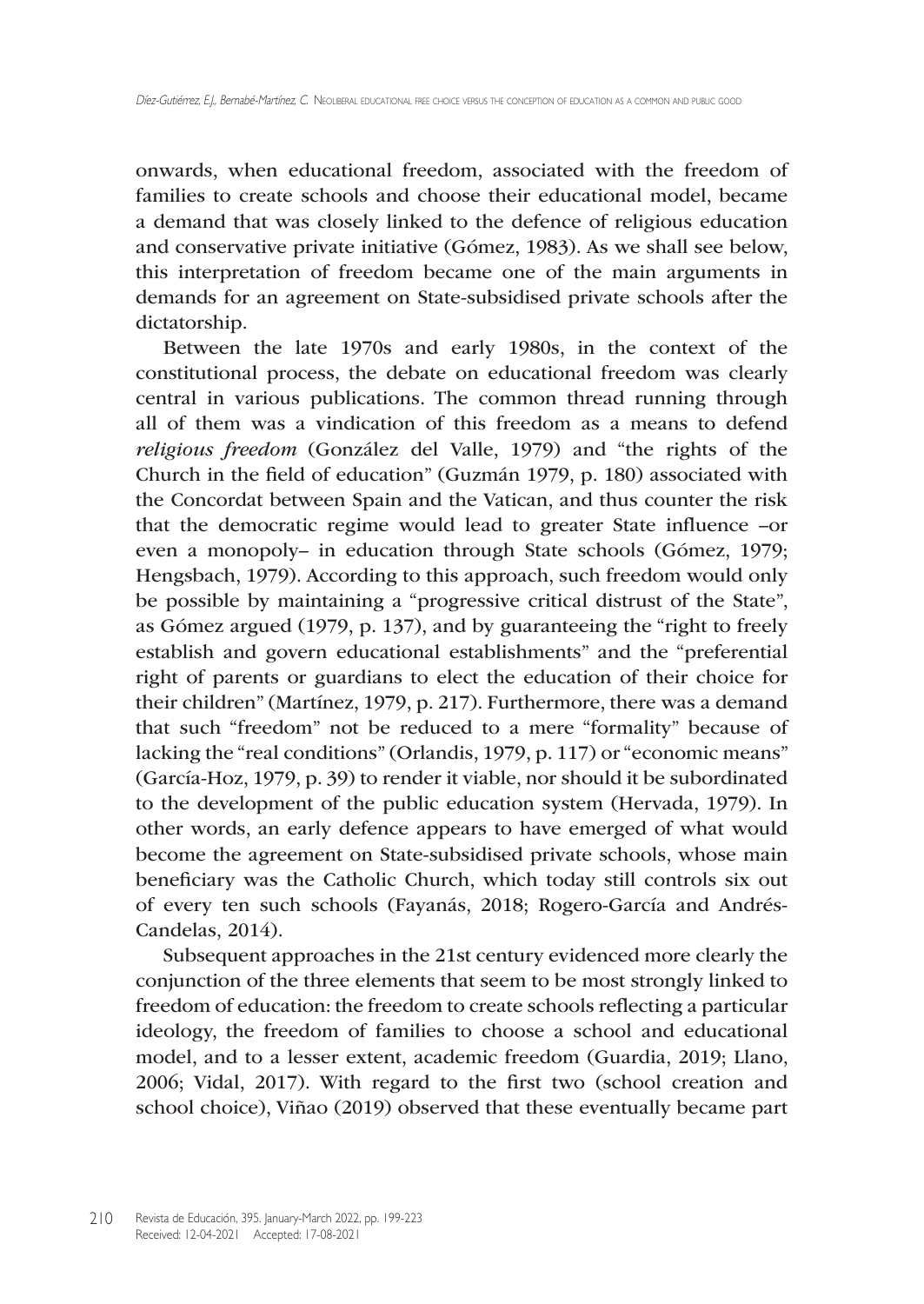onwards, when educational freedom, associated with the freedom of families to create schools and choose their educational model, became a demand that was closely linked to the defence of religious education and conservative private initiative (Gómez, 1983). As we shall see below, this interpretation of freedom became one of the main arguments in demands for an agreement on State-subsidised private schools after the dictatorship.

Between the late 1970s and early 1980s, in the context of the constitutional process, the debate on educational freedom was clearly central in various publications. The common thread running through all of them was a vindication of this freedom as a means to defend *religious freedom* (González del Valle, 1979) and "the rights of the Church in the field of education" (Guzmán 1979, p. 180) associated with the Concordat between Spain and the Vatican, and thus counter the risk that the democratic regime would lead to greater State influence –or even a monopoly– in education through State schools (Gómez, 1979; Hengsbach, 1979). According to this approach, such freedom would only be possible by maintaining a "progressive critical distrust of the State", as Gómez argued (1979, p. 137), and by guaranteeing the "right to freely establish and govern educational establishments" and the "preferential right of parents or guardians to elect the education of their choice for their children" (Martínez, 1979, p. 217). Furthermore, there was a demand that such "freedom" not be reduced to a mere "formality" because of lacking the "real conditions" (Orlandis, 1979, p. 117) or "economic means" (García-Hoz, 1979, p. 39) to render it viable, nor should it be subordinated to the development of the public education system (Hervada, 1979). In other words, an early defence appears to have emerged of what would become the agreement on State-subsidised private schools, whose main beneficiary was the Catholic Church, which today still controls six out of every ten such schools (Fayanás, 2018; Rogero-García and Andrés-Candelas, 2014).

Subsequent approaches in the 21st century evidenced more clearly the conjunction of the three elements that seem to be most strongly linked to freedom of education: the freedom to create schools reflecting a particular ideology, the freedom of families to choose a school and educational model, and to a lesser extent, academic freedom (Guardia, 2019; Llano, 2006; Vidal, 2017). With regard to the first two (school creation and school choice), Viñao (2019) observed that these eventually became part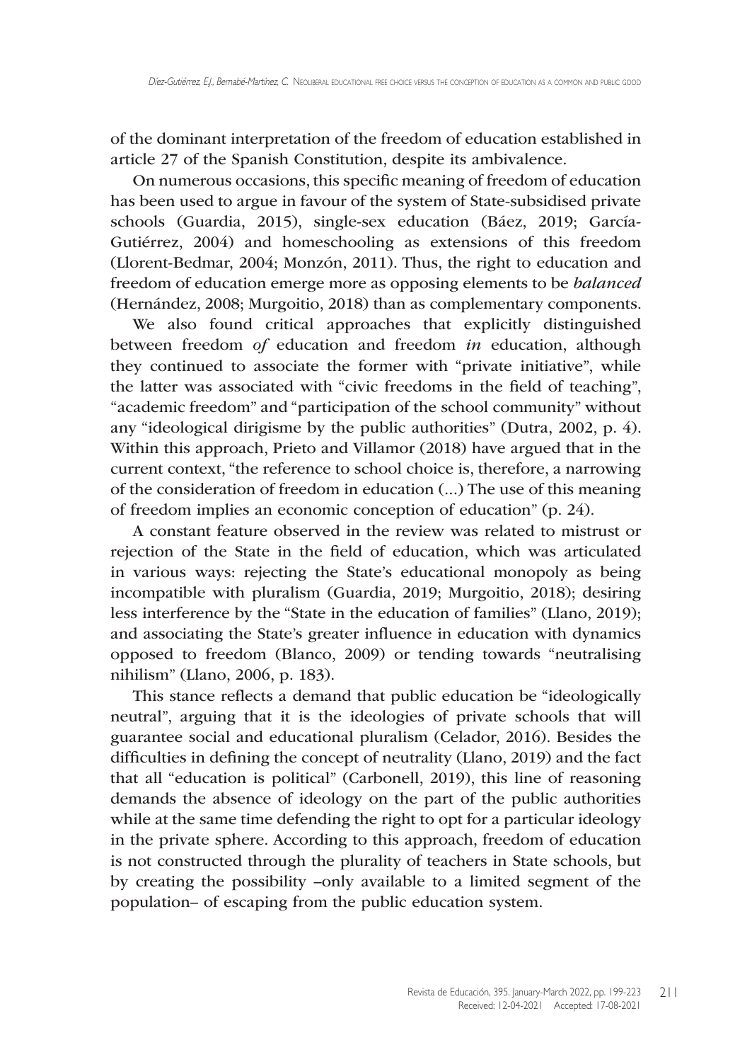of the dominant interpretation of the freedom of education established in article 27 of the Spanish Constitution, despite its ambivalence.

On numerous occasions, this specific meaning of freedom of education has been used to argue in favour of the system of State-subsidised private schools (Guardia, 2015), single-sex education (Báez, 2019; García-Gutiérrez, 2004) and homeschooling as extensions of this freedom (Llorent-Bedmar, 2004; Monzón, 2011). Thus, the right to education and freedom of education emerge more as opposing elements to be *balanced* (Hernández, 2008; Murgoitio, 2018) than as complementary components.

We also found critical approaches that explicitly distinguished between freedom *of* education and freedom *in* education, although they continued to associate the former with "private initiative", while the latter was associated with "civic freedoms in the field of teaching", "academic freedom" and "participation of the school community" without any "ideological dirigisme by the public authorities" (Dutra, 2002, p. 4). Within this approach, Prieto and Villamor (2018) have argued that in the current context, "the reference to school choice is, therefore, a narrowing of the consideration of freedom in education (…) The use of this meaning of freedom implies an economic conception of education" (p. 24).

A constant feature observed in the review was related to mistrust or rejection of the State in the field of education, which was articulated in various ways: rejecting the State's educational monopoly as being incompatible with pluralism (Guardia, 2019; Murgoitio, 2018); desiring less interference by the "State in the education of families" (Llano, 2019); and associating the State's greater influence in education with dynamics opposed to freedom (Blanco, 2009) or tending towards "neutralising nihilism" (Llano, 2006, p. 183).

This stance reflects a demand that public education be "ideologically neutral", arguing that it is the ideologies of private schools that will guarantee social and educational pluralism (Celador, 2016). Besides the difficulties in defining the concept of neutrality (Llano, 2019) and the fact that all "education is political" (Carbonell, 2019), this line of reasoning demands the absence of ideology on the part of the public authorities while at the same time defending the right to opt for a particular ideology in the private sphere. According to this approach, freedom of education is not constructed through the plurality of teachers in State schools, but by creating the possibility –only available to a limited segment of the population– of escaping from the public education system.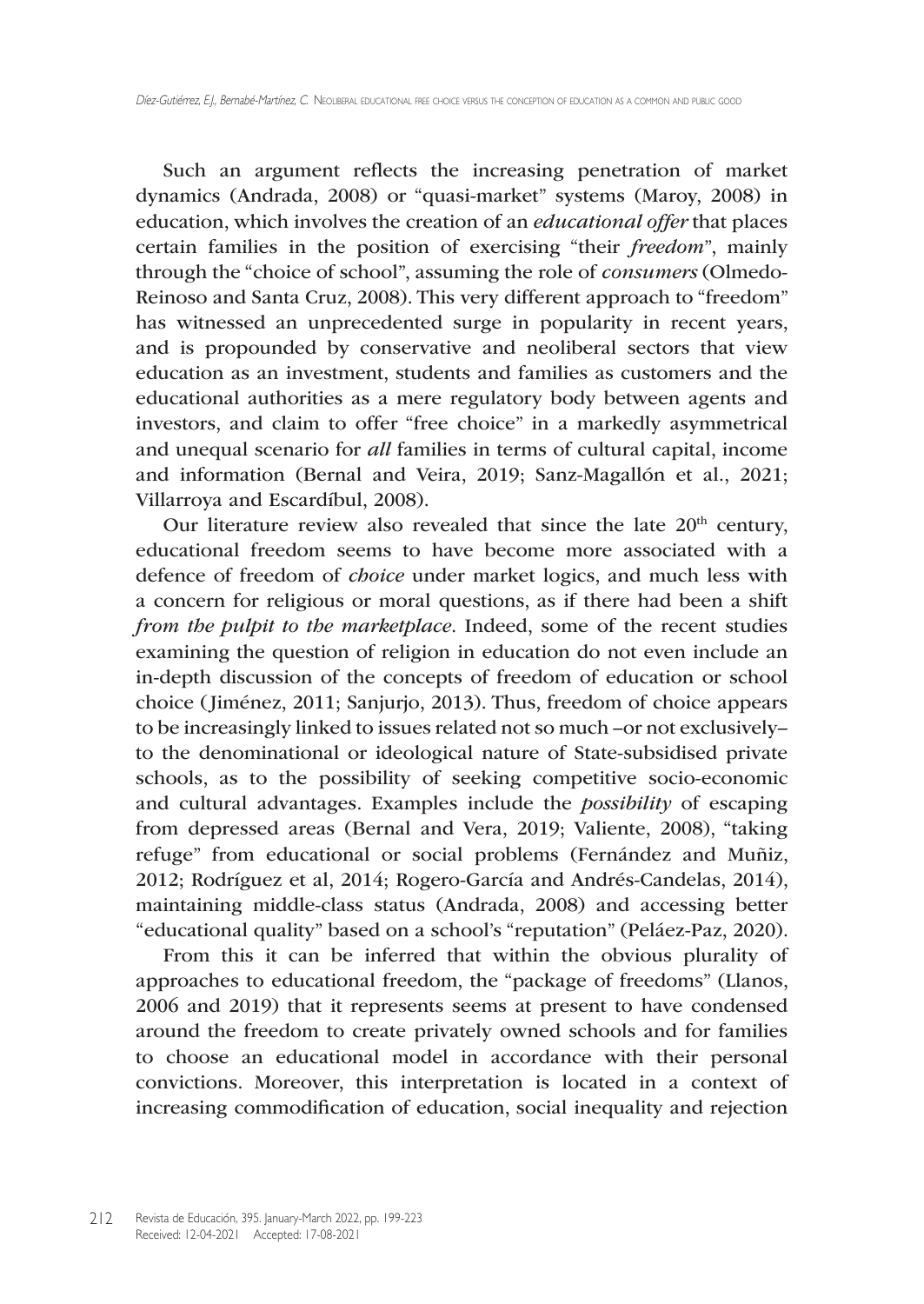Such an argument reflects the increasing penetration of market dynamics (Andrada, 2008) or "quasi-market" systems (Maroy, 2008) in education, which involves the creation of an *educational offer* that places certain families in the position of exercising "their *freedom*", mainly through the "choice of school", assuming the role of *consumers* (Olmedo-Reinoso and Santa Cruz, 2008). This very different approach to "freedom" has witnessed an unprecedented surge in popularity in recent years, and is propounded by conservative and neoliberal sectors that view education as an investment, students and families as customers and the educational authorities as a mere regulatory body between agents and investors, and claim to offer "free choice" in a markedly asymmetrical and unequal scenario for *all* families in terms of cultural capital, income and information (Bernal and Veira, 2019; Sanz-Magallón et al., 2021; Villarroya and Escardíbul, 2008).

Our literature review also revealed that since the late 20th century, educational freedom seems to have become more associated with a defence of freedom of *choice* under market logics, and much less with a concern for religious or moral questions, as if there had been a shift *from the pulpit to the marketplace*. Indeed, some of the recent studies examining the question of religion in education do not even include an in-depth discussion of the concepts of freedom of education or school choice (Jiménez, 2011; Sanjurjo, 2013). Thus, freedom of choice appears to be increasingly linked to issues related not so much –or not exclusively– to the denominational or ideological nature of State-subsidised private schools, as to the possibility of seeking competitive socio-economic and cultural advantages. Examples include the *possibility* of escaping from depressed areas (Bernal and Vera, 2019; Valiente, 2008), "taking refuge" from educational or social problems (Fernández and Muñiz, 2012; Rodríguez et al, 2014; Rogero-García and Andrés-Candelas, 2014), maintaining middle-class status (Andrada, 2008) and accessing better "educational quality" based on a school's "reputation" (Peláez-Paz, 2020).

From this it can be inferred that within the obvious plurality of approaches to educational freedom, the "package of freedoms" (Llanos, 2006 and 2019) that it represents seems at present to have condensed around the freedom to create privately owned schools and for families to choose an educational model in accordance with their personal convictions. Moreover, this interpretation is located in a context of increasing commodification of education, social inequality and rejection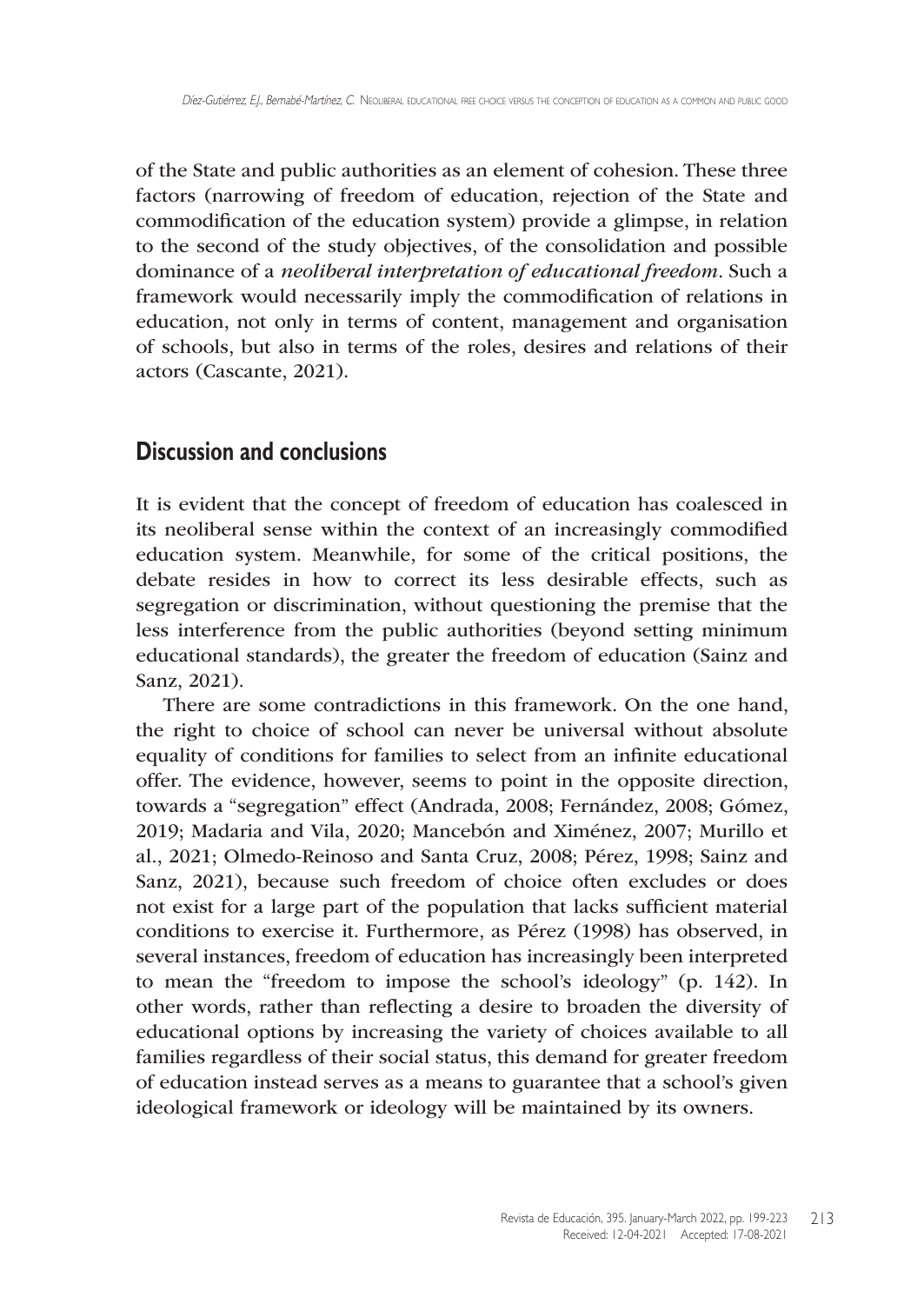of the State and public authorities as an element of cohesion. These three factors (narrowing of freedom of education, rejection of the State and commodification of the education system) provide a glimpse, in relation to the second of the study objectives, of the consolidation and possible dominance of a *neoliberal interpretation of educational freedom*. Such a framework would necessarily imply the commodification of relations in education, not only in terms of content, management and organisation of schools, but also in terms of the roles, desires and relations of their actors (Cascante, 2021).

## Discussion and conclusions

It is evident that the concept of freedom of education has coalesced in its neoliberal sense within the context of an increasingly commodified education system. Meanwhile, for some of the critical positions, the debate resides in how to correct its less desirable effects, such as segregation or discrimination, without questioning the premise that the less interference from the public authorities (beyond setting minimum educational standards), the greater the freedom of education (Sainz and Sanz, 2021).

There are some contradictions in this framework. On the one hand, the right to choice of school can never be universal without absolute equality of conditions for families to select from an infinite educational offer. The evidence, however, seems to point in the opposite direction, towards a "segregation" effect (Andrada, 2008; Fernández, 2008; Gómez, 2019; Madaria and Vila, 2020; Mancebón and Ximénez, 2007; Murillo et al., 2021; Olmedo-Reinoso and Santa Cruz, 2008; Pérez, 1998; Sainz and Sanz, 2021), because such freedom of choice often excludes or does not exist for a large part of the population that lacks sufficient material conditions to exercise it. Furthermore, as Pérez (1998) has observed, in several instances, freedom of education has increasingly been interpreted to mean the "freedom to impose the school's ideology" (p. 142). In other words, rather than reflecting a desire to broaden the diversity of educational options by increasing the variety of choices available to all families regardless of their social status, this demand for greater freedom of education instead serves as a means to guarantee that a school's given ideological framework or ideology will be maintained by its owners.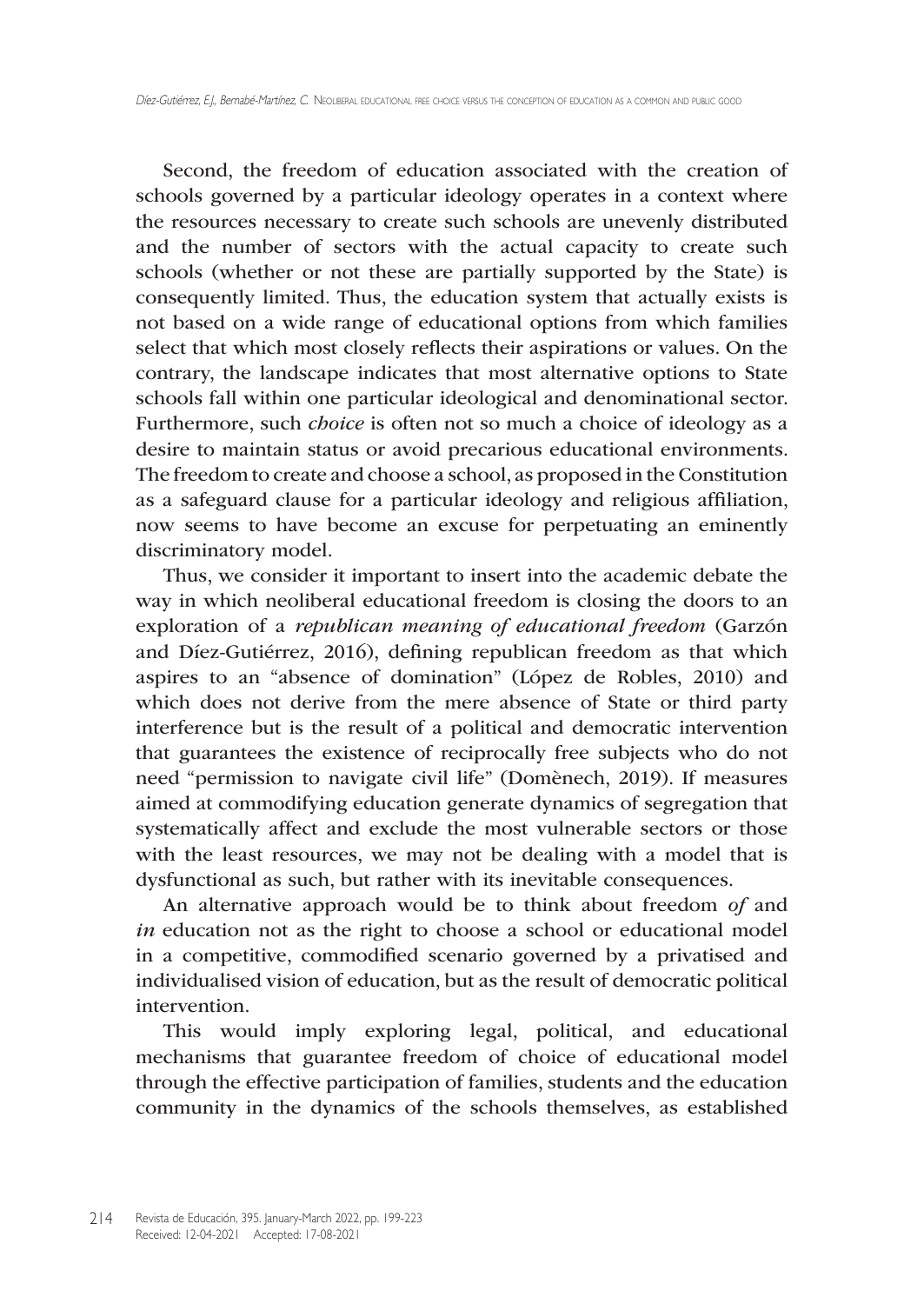Second, the freedom of education associated with the creation of schools governed by a particular ideology operates in a context where the resources necessary to create such schools are unevenly distributed and the number of sectors with the actual capacity to create such schools (whether or not these are partially supported by the State) is consequently limited. Thus, the education system that actually exists is not based on a wide range of educational options from which families select that which most closely reflects their aspirations or values. On the contrary, the landscape indicates that most alternative options to State schools fall within one particular ideological and denominational sector. Furthermore, such *choice* is often not so much a choice of ideology as a desire to maintain status or avoid precarious educational environments. The freedom to create and choose a school, as proposed in the Constitution as a safeguard clause for a particular ideology and religious affiliation, now seems to have become an excuse for perpetuating an eminently discriminatory model.

Thus, we consider it important to insert into the academic debate the way in which neoliberal educational freedom is closing the doors to an exploration of a *republican meaning of educational freedom* (Garzón and Díez-Gutiérrez, 2016), defining republican freedom as that which aspires to an "absence of domination" (López de Robles, 2010) and which does not derive from the mere absence of State or third party interference but is the result of a political and democratic intervention that guarantees the existence of reciprocally free subjects who do not need "permission to navigate civil life" (Domènech, 2019). If measures aimed at commodifying education generate dynamics of segregation that systematically affect and exclude the most vulnerable sectors or those with the least resources, we may not be dealing with a model that is dysfunctional as such, but rather with its inevitable consequences.

An alternative approach would be to think about freedom *of* and *in* education not as the right to choose a school or educational model in a competitive, commodified scenario governed by a privatised and individualised vision of education, but as the result of democratic political intervention.

This would imply exploring legal, political, and educational mechanisms that guarantee freedom of choice of educational model through the effective participation of families, students and the education community in the dynamics of the schools themselves, as established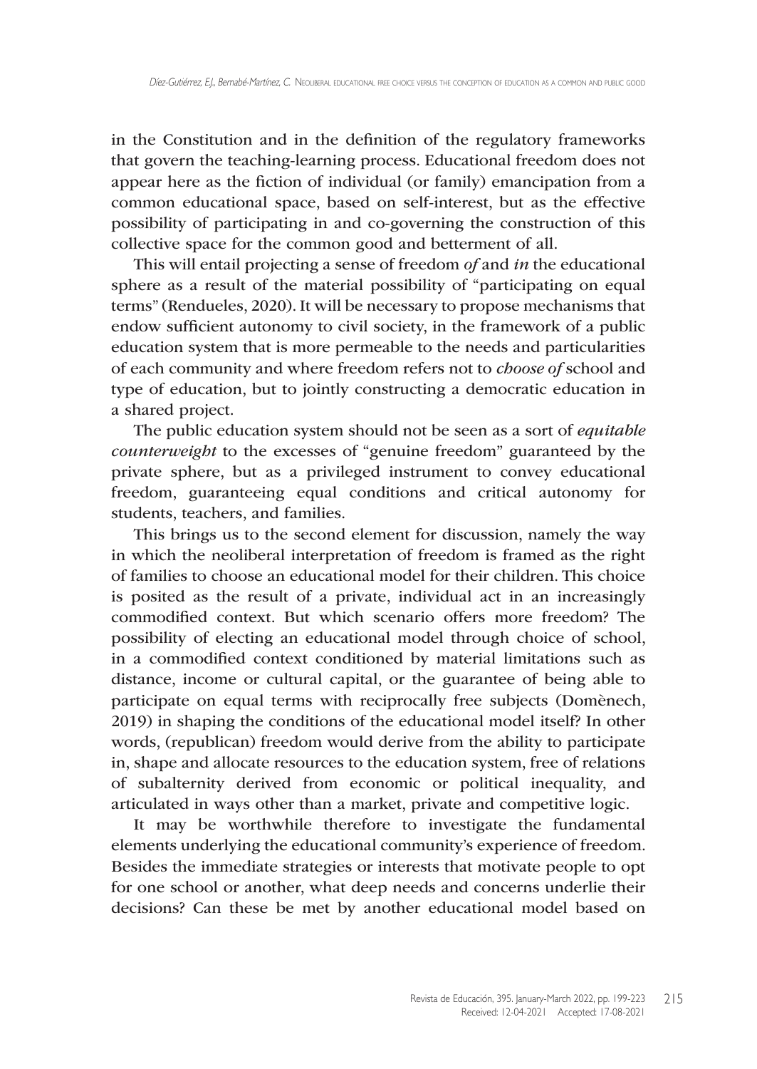in the Constitution and in the definition of the regulatory frameworks that govern the teaching-learning process. Educational freedom does not appear here as the fiction of individual (or family) emancipation from a common educational space, based on self-interest, but as the effective possibility of participating in and co-governing the construction of this collective space for the common good and betterment of all.

This will entail projecting a sense of freedom *of* and *in* the educational sphere as a result of the material possibility of "participating on equal terms" (Rendueles, 2020). It will be necessary to propose mechanisms that endow sufficient autonomy to civil society, in the framework of a public education system that is more permeable to the needs and particularities of each community and where freedom refers not to *choose of* school and type of education, but to jointly constructing a democratic education in a shared project.

The public education system should not be seen as a sort of *equitable counterweight* to the excesses of "genuine freedom" guaranteed by the private sphere, but as a privileged instrument to convey educational freedom, guaranteeing equal conditions and critical autonomy for students, teachers, and families.

This brings us to the second element for discussion, namely the way in which the neoliberal interpretation of freedom is framed as the right of families to choose an educational model for their children. This choice is posited as the result of a private, individual act in an increasingly commodified context. But which scenario offers more freedom? The possibility of electing an educational model through choice of school, in a commodified context conditioned by material limitations such as distance, income or cultural capital, or the guarantee of being able to participate on equal terms with reciprocally free subjects (Domènech, 2019) in shaping the conditions of the educational model itself? In other words, (republican) freedom would derive from the ability to participate in, shape and allocate resources to the education system, free of relations of subalternity derived from economic or political inequality, and articulated in ways other than a market, private and competitive logic.

It may be worthwhile therefore to investigate the fundamental elements underlying the educational community's experience of freedom. Besides the immediate strategies or interests that motivate people to opt for one school or another, what deep needs and concerns underlie their decisions? Can these be met by another educational model based on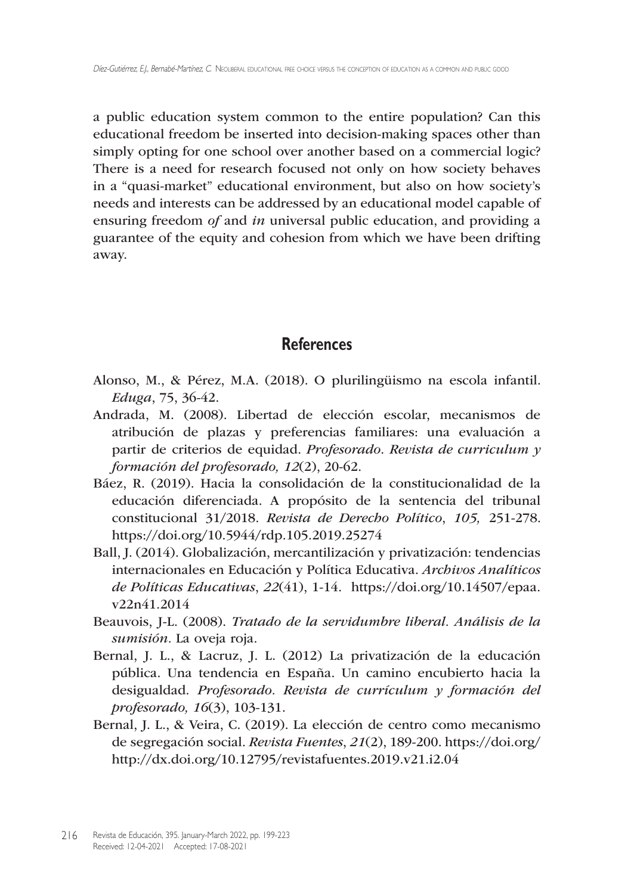a public education system common to the entire population? Can this educational freedom be inserted into decision-making spaces other than simply opting for one school over another based on a commercial logic? There is a need for research focused not only on how society behaves in a "quasi-market" educational environment, but also on how society's needs and interests can be addressed by an educational model capable of ensuring freedom *of* and *in* universal public education, and providing a guarantee of the equity and cohesion from which we have been drifting away.

## References

Alonso, M., & Pérez, M.A. (2018). O plurilingüismo na escola infantil. *Eduga*, 75, 36-42.

Andrada, M. (2008). Libertad de elección escolar, mecanismos de atribución de plazas y preferencias familiares: una evaluación a partir de criterios de equidad. *Profesorado. Revista de curriculum y formación del profesorado, 12*(2), 20-62.

Báez, R. (2019). Hacia la consolidación de la constitucionalidad de la educación diferenciada. A propósito de la sentencia del tribunal constitucional 31/2018. *Revista de Derecho Político*, *105,* 251-278. https://doi.org/10.5944/rdp.105.2019.25274

Ball, J. (2014). Globalización, mercantilización y privatización: tendencias internacionales en Educación y Política Educativa. *Archivos Analíticos de Políticas Educativas*, *22*(41), 1-14. https://doi.org/10.14507/epaa.v22n41.2014

Beauvois, J-L. (2008). *Tratado de la servidumbre liberal. Análisis de la sumisión*. La oveja roja.

Bernal, J. L., & Lacruz, J. L. (2012) La privatización de la educación pública. Una tendencia en España. Un camino encubierto hacia la desigualdad. *Profesorado. Revista de currículum y formación del profesorado, 16*(3), 103-131.

Bernal, J. L., & Veira, C. (2019). La elección de centro como mecanismo de segregación social. *Revista Fuentes*, *21*(2), 189-200. https://doi.org/http://dx.doi.org/10.12795/revistafuentes.2019.v21.i2.04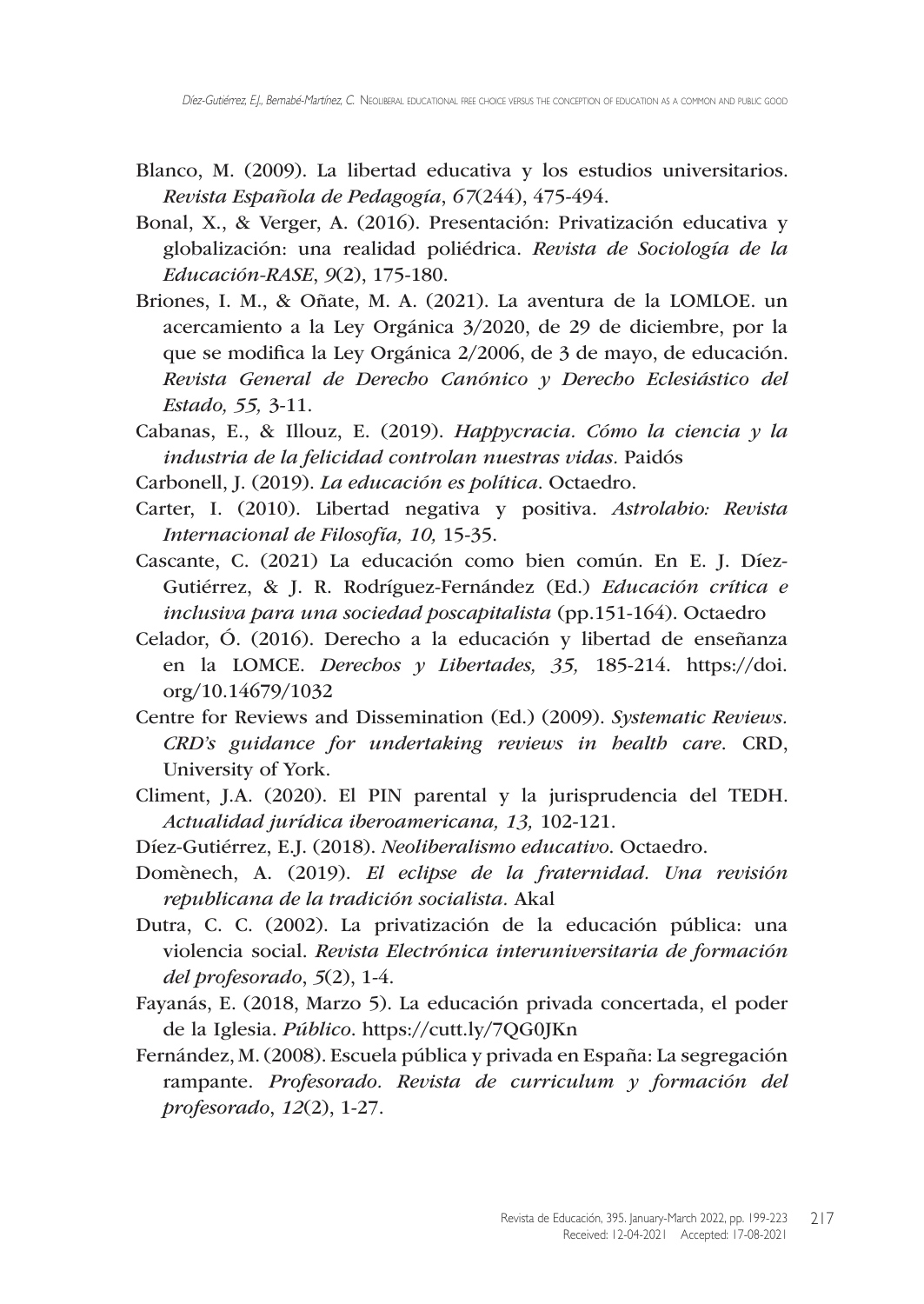Blanco, M. (2009). La libertad educativa y los estudios universitarios. *Revista Española de Pedagogía*, *67*(244), 475-494.

Bonal, X., & Verger, A. (2016). Presentación: Privatización educativa y globalización: una realidad poliédrica. *Revista de Sociología de la Educación-RASE*, *9*(2), 175-180.

Briones, I. M., & Oñate, M. A. (2021). La aventura de la LOMLOE. un acercamiento a la Ley Orgánica 3/2020, de 29 de diciembre, por la que se modifica la Ley Orgánica 2/2006, de 3 de mayo, de educación. *Revista General de Derecho Canónico y Derecho Eclesiástico del Estado, 55,* 3-11.

Cabanas, E., & Illouz, E. (2019). *Happycracia. Cómo la ciencia y la industria de la felicidad controlan nuestras vidas*. Paidós

Carbonell, J. (2019). *La educación es política*. Octaedro.

Carter, I. (2010). Libertad negativa y positiva. *Astrolabio: Revista Internacional de Filosofía, 10,* 15-35.

Cascante, C. (2021) La educación como bien común. En E. J. Díez-Gutiérrez, & J. R. Rodríguez-Fernández (Ed.) *Educación crítica e inclusiva para una sociedad poscapitalista* (pp.151-164). Octaedro

Celador, Ó. (2016). Derecho a la educación y libertad de enseñanza en la LOMCE. *Derechos y Libertades, 35,* 185-214. https://doi.org/10.14679/1032

Centre for Reviews and Dissemination (Ed.) (2009). *Systematic Reviews. CRD's guidance for undertaking reviews in health care*. CRD, University of York.

Climent, J.A. (2020). El PIN parental y la jurisprudencia del TEDH. *Actualidad jurídica iberoamericana, 13,* 102-121.

Díez-Gutiérrez, E.J. (2018). *Neoliberalismo educativo*. Octaedro.

Domènech, A. (2019). *El eclipse de la fraternidad. Una revisión republicana de la tradición socialista.* Akal

Dutra, C. C. (2002). La privatización de la educación pública: una violencia social. *Revista Electrónica interuniversitaria de formación del profesorado*, *5*(2), 1-4.

Fayanás, E. (2018, Marzo 5). La educación privada concertada, el poder de la Iglesia. *Público*. https://cutt.ly/7QG0JKn

Fernández, M. (2008). Escuela pública y privada en España: La segregación rampante. *Profesorado. Revista de curriculum y formación del profesorado*, *12*(2), 1-27.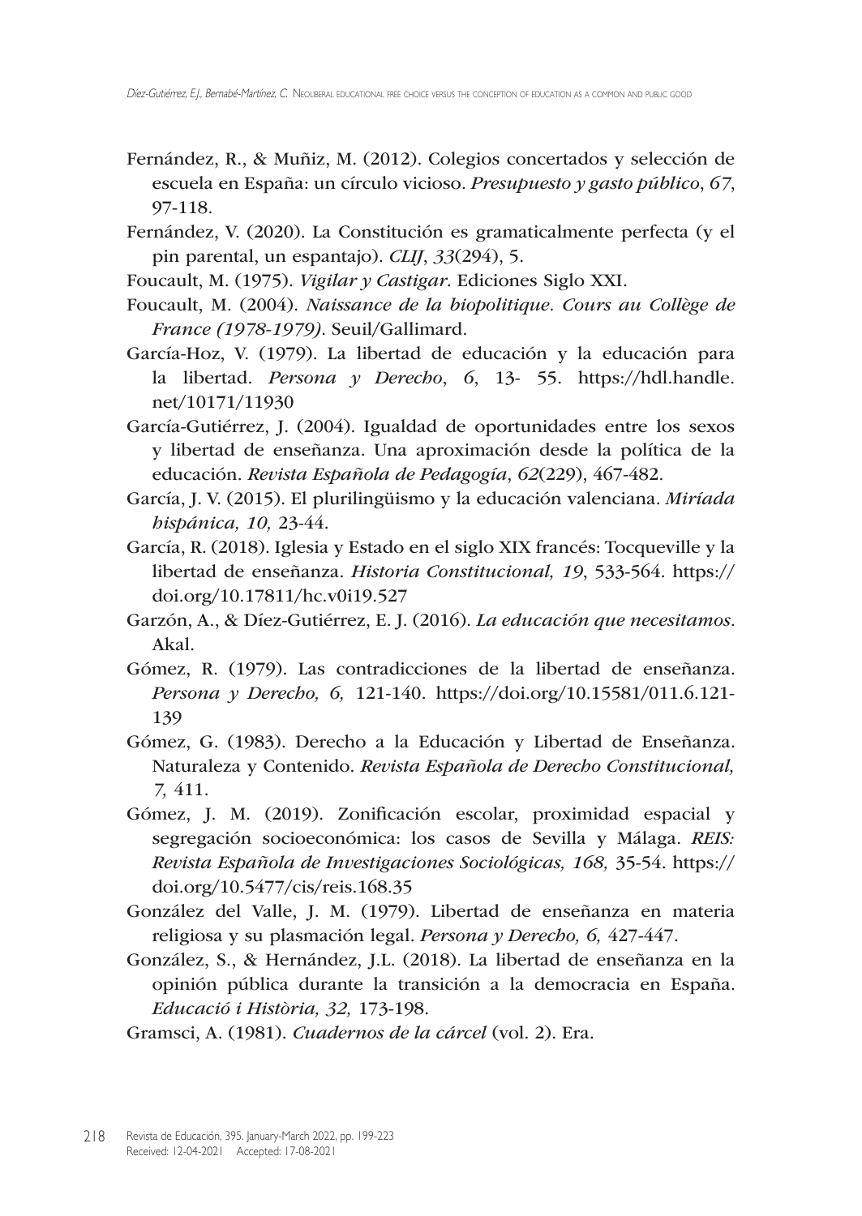Fernández, R., & Muñiz, M. (2012). Colegios concertados y selección de escuela en España: un círculo vicioso. *Presupuesto y gasto público*, *67*, 97-118.

Fernández, V. (2020). La Constitución es gramaticalmente perfecta (y el pin parental, un espantajo). *CLIJ*, *33*(294), 5.

Foucault, M. (1975). *Vigilar y Castigar*. Ediciones Siglo XXI.

Foucault, M. (2004). *Naissance de la biopolitique. Cours au Collège de France (1978-1979)*. Seuil/Gallimard.

García-Hoz, V. (1979). La libertad de educación y la educación para la libertad. *Persona y Derecho*, *6*, 13- 55. https://hdl.handle.net/10171/11930

García-Gutiérrez, J. (2004). Igualdad de oportunidades entre los sexos y libertad de enseñanza. Una aproximación desde la política de la educación. *Revista Española de Pedagogía*, *62*(229), 467-482.

García, J. V. (2015). El plurilingüismo y la educación valenciana. *Miríada hispánica, 10,* 23-44.

García, R. (2018). Iglesia y Estado en el siglo XIX francés: Tocqueville y la libertad de enseñanza. *Historia Constitucional, 19*, 533-564. https://doi.org/10.17811/hc.v0i19.527

Garzón, A., & Díez-Gutiérrez, E. J. (2016). *La educación que necesitamos*. Akal.

Gómez, R. (1979). Las contradicciones de la libertad de enseñanza. *Persona y Derecho, 6,* 121-140. https://doi.org/10.15581/011.6.121-139

Gómez, G. (1983). Derecho a la Educación y Libertad de Enseñanza. Naturaleza y Contenido. *Revista Española de Derecho Constitucional, 7,* 411.

Gómez, J. M. (2019). Zonificación escolar, proximidad espacial y segregación socioeconómica: los casos de Sevilla y Málaga. *REIS: Revista Española de Investigaciones Sociológicas, 168,* 35-54. https://doi.org/10.5477/cis/reis.168.35

González del Valle, J. M. (1979). Libertad de enseñanza en materia religiosa y su plasmación legal. *Persona y Derecho, 6,* 427-447.

González, S., & Hernández, J.L. (2018). La libertad de enseñanza en la opinión pública durante la transición a la democracia en España. *Educació i Història, 32,* 173-198.

Gramsci, A. (1981). *Cuadernos de la cárcel* (vol. 2). Era.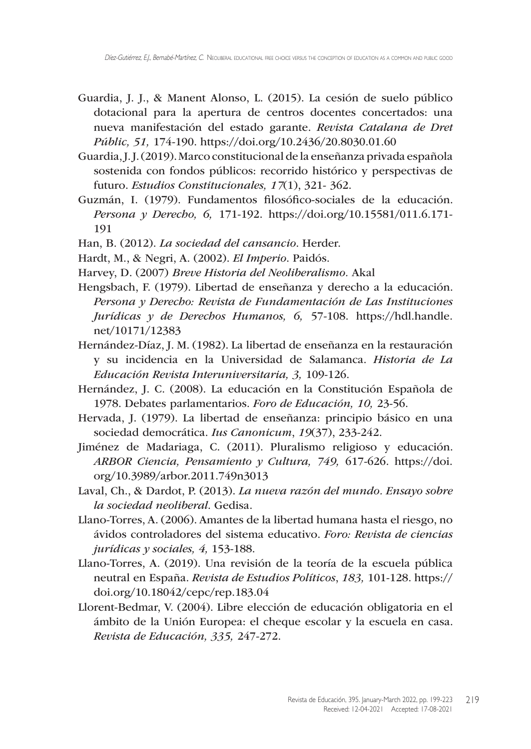Guardia, J. J., & Manent Alonso, L. (2015). La cesión de suelo público dotacional para la apertura de centros docentes concertados: una nueva manifestación del estado garante. *Revista Catalana de Dret Públic, 51,* 174-190. https://doi.org/10.2436/20.8030.01.60

Guardia, J. J. (2019). Marco constitucional de la enseñanza privada española sostenida con fondos públicos: recorrido histórico y perspectivas de futuro. *Estudios Constitucionales, 17*(1), 321- 362.

Guzmán, I. (1979). Fundamentos filosófico-sociales de la educación. *Persona y Derecho, 6,* 171-192. https://doi.org/10.15581/011.6.171-191

Han, B. (2012). *La sociedad del cansancio*. Herder.

Hardt, M., & Negri, A. (2002). *El Imperio*. Paidós.

Harvey, D. (2007) *Breve Historia del Neoliberalismo*. Akal

Hengsbach, F. (1979). Libertad de enseñanza y derecho a la educación. *Persona y Derecho: Revista de Fundamentación de Las Instituciones Jurídicas y de Derechos Humanos, 6,* 57-108. https://hdl.handle.net/10171/12383

Hernández-Díaz, J. M. (1982). La libertad de enseñanza en la restauración y su incidencia en la Universidad de Salamanca. *Historia de La Educación Revista Interuniversitaria, 3,* 109-126.

Hernández, J. C. (2008). La educación en la Constitución Española de 1978. Debates parlamentarios. *Foro de Educación, 10,* 23-56.

Hervada, J. (1979). La libertad de enseñanza: principio básico en una sociedad democrática. *Ius Canonicum*, *19*(37), 233-242.

Jiménez de Madariaga, C. (2011). Pluralismo religioso y educación. *ARBOR Ciencia, Pensamiento y Cultura, 749,* 617-626. https://doi.org/10.3989/arbor.2011.749n3013

Laval, Ch., & Dardot, P. (2013). *La nueva razón del mundo. Ensayo sobre la sociedad neoliberal*. Gedisa.

Llano-Torres, A. (2006). Amantes de la libertad humana hasta el riesgo, no ávidos controladores del sistema educativo. *Foro: Revista de ciencias jurídicas y sociales, 4,* 153-188.

Llano-Torres, A. (2019). Una revisión de la teoría de la escuela pública neutral en España. *Revista de Estudios Políticos*, *183,* 101-128. https://doi.org/10.18042/cepc/rep.183.04

Llorent-Bedmar, V. (2004). Libre elección de educación obligatoria en el ámbito de la Unión Europea: el cheque escolar y la escuela en casa. *Revista de Educación, 335,* 247-272.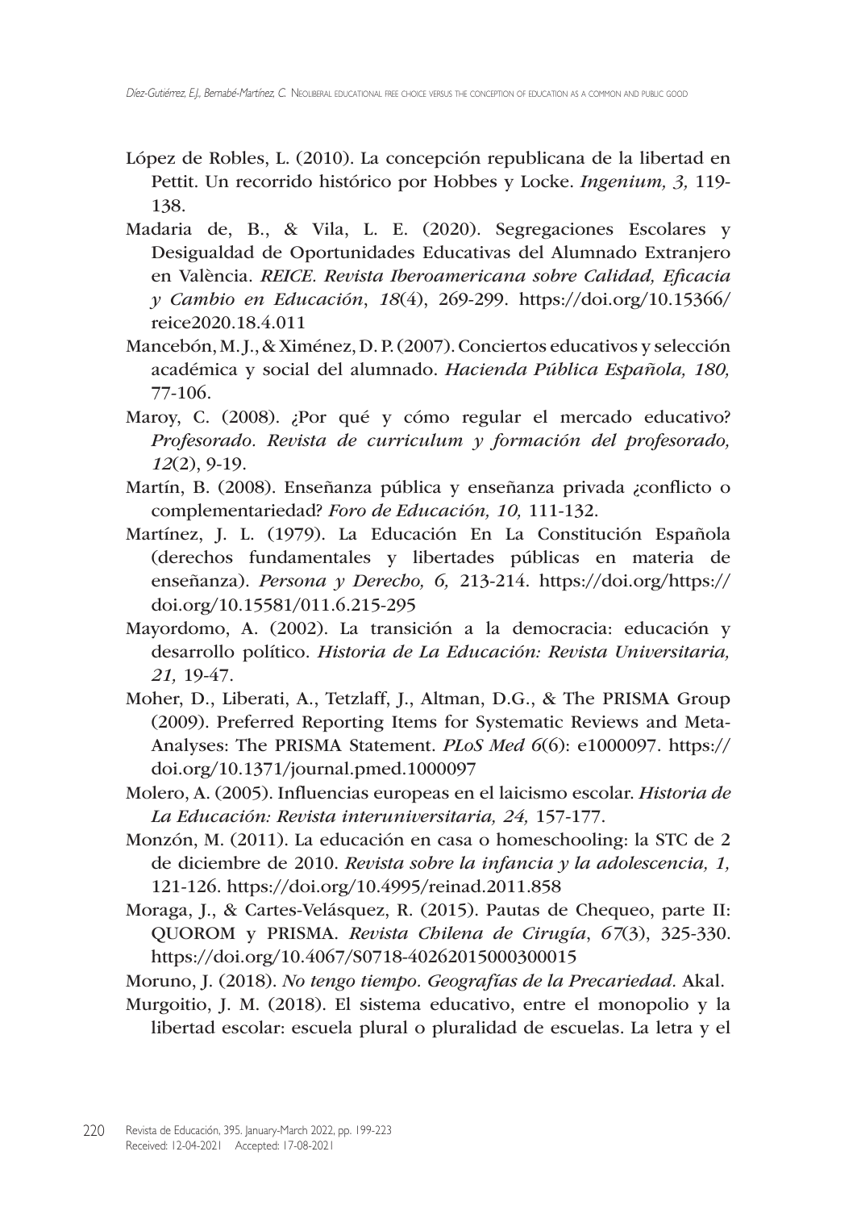López de Robles, L. (2010). La concepción republicana de la libertad en Pettit. Un recorrido histórico por Hobbes y Locke. *Ingenium, 3,* 119-138.

Madaria de, B., & Vila, L. E. (2020). Segregaciones Escolares y Desigualdad de Oportunidades Educativas del Alumnado Extranjero en València. *REICE. Revista Iberoamericana sobre Calidad, Eficacia y Cambio en Educación*, *18*(4), 269-299. https://doi.org/10.15366/reice2020.18.4.011

Mancebón, M. J., & Ximénez, D. P. (2007). Conciertos educativos y selección académica y social del alumnado. *Hacienda Pública Española, 180,* 77-106.

Maroy, C. (2008). ¿Por qué y cómo regular el mercado educativo? *Profesorado. Revista de curriculum y formación del profesorado, 12*(2), 9-19.

Martín, B. (2008). Enseñanza pública y enseñanza privada ¿conflicto o complementariedad? *Foro de Educación, 10,* 111-132.

Martínez, J. L. (1979). La Educación En La Constitución Española (derechos fundamentales y libertades públicas en materia de enseñanza). *Persona y Derecho, 6,* 213-214. https://doi.org/https://doi.org/10.15581/011.6.215-295

Mayordomo, A. (2002). La transición a la democracia: educación y desarrollo político. *Historia de La Educación: Revista Universitaria, 21,* 19-47.

Moher, D., Liberati, A., Tetzlaff, J., Altman, D.G., & The PRISMA Group (2009). Preferred Reporting Items for Systematic Reviews and Meta-Analyses: The PRISMA Statement. *PLoS Med 6*(6): e1000097. https://doi.org/10.1371/journal.pmed.1000097

Molero, A. (2005). Influencias europeas en el laicismo escolar. *Historia de La Educación: Revista interuniversitaria, 24,* 157-177.

Monzón, M. (2011). La educación en casa o homeschooling: la STC de 2 de diciembre de 2010. *Revista sobre la infancia y la adolescencia, 1,* 121-126. https://doi.org/10.4995/reinad.2011.858

Moraga, J., & Cartes-Velásquez, R. (2015). Pautas de Chequeo, parte II: QUOROM y PRISMA. *Revista Chilena de Cirugía*, *67*(3), 325-330. https://doi.org/10.4067/S0718-40262015000300015

Moruno, J. (2018). *No tengo tiempo. Geografías de la Precariedad*. Akal.

Murgoitio, J. M. (2018). El sistema educativo, entre el monopolio y la libertad escolar: escuela plural o pluralidad de escuelas. La letra y el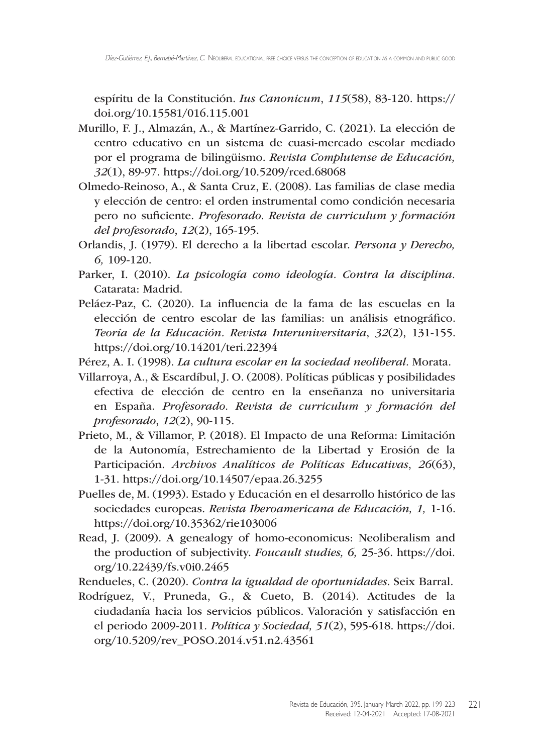espíritu de la Constitución. *Ius Canonicum*, *115*(58), 83-120. https://doi.org/10.15581/016.115.001

Murillo, F. J., Almazán, A., & Martínez-Garrido, C. (2021). La elección de centro educativo en un sistema de cuasi-mercado escolar mediado por el programa de bilingüismo. *Revista Complutense de Educación, 32*(1), 89-97. https://doi.org/10.5209/rced.68068

Olmedo-Reinoso, A., & Santa Cruz, E. (2008). Las familias de clase media y elección de centro: el orden instrumental como condición necesaria pero no suficiente. *Profesorado. Revista de curriculum y formación del profesorado*, *12*(2), 165-195.

Orlandis, J. (1979). El derecho a la libertad escolar. *Persona y Derecho, 6,* 109-120.

Parker, I. (2010). *La psicología como ideología. Contra la disciplina.* Catarata: Madrid.

Peláez-Paz, C. (2020). La influencia de la fama de las escuelas en la elección de centro escolar de las familias: un análisis etnográfico. *Teoría de la Educación. Revista Interuniversitaria*, *32*(2), 131-155. https://doi.org/10.14201/teri.22394

Pérez, A. I. (1998). *La cultura escolar en la sociedad neoliberal*. Morata.

Villarroya, A., & Escardíbul, J. O. (2008). Políticas públicas y posibilidades efectiva de elección de centro en la enseñanza no universitaria en España. *Profesorado. Revista de curriculum y formación del profesorado*, *12*(2), 90-115.

Prieto, M., & Villamor, P. (2018). El Impacto de una Reforma: Limitación de la Autonomía, Estrechamiento de la Libertad y Erosión de la Participación. *Archivos Analíticos de Políticas Educativas*, *26*(63), 1-31. https://doi.org/10.14507/epaa.26.3255

Puelles de, M. (1993). Estado y Educación en el desarrollo histórico de las sociedades europeas. *Revista Iberoamericana de Educación, 1,* 1-16. https://doi.org/10.35362/rie103006

Read, J. (2009). A genealogy of homo-economicus: Neoliberalism and the production of subjectivity. *Foucault studies, 6,* 25-36. https://doi.org/10.22439/fs.v0i0.2465

Rendueles, C. (2020). *Contra la igualdad de oportunidades.* Seix Barral.

Rodríguez, V., Pruneda, G., & Cueto, B. (2014). Actitudes de la ciudadanía hacia los servicios públicos. Valoración y satisfacción en el periodo 2009-2011. *Política y Sociedad, 51*(2), 595-618. https://doi.org/10.5209/rev_POSO.2014.v51.n2.43561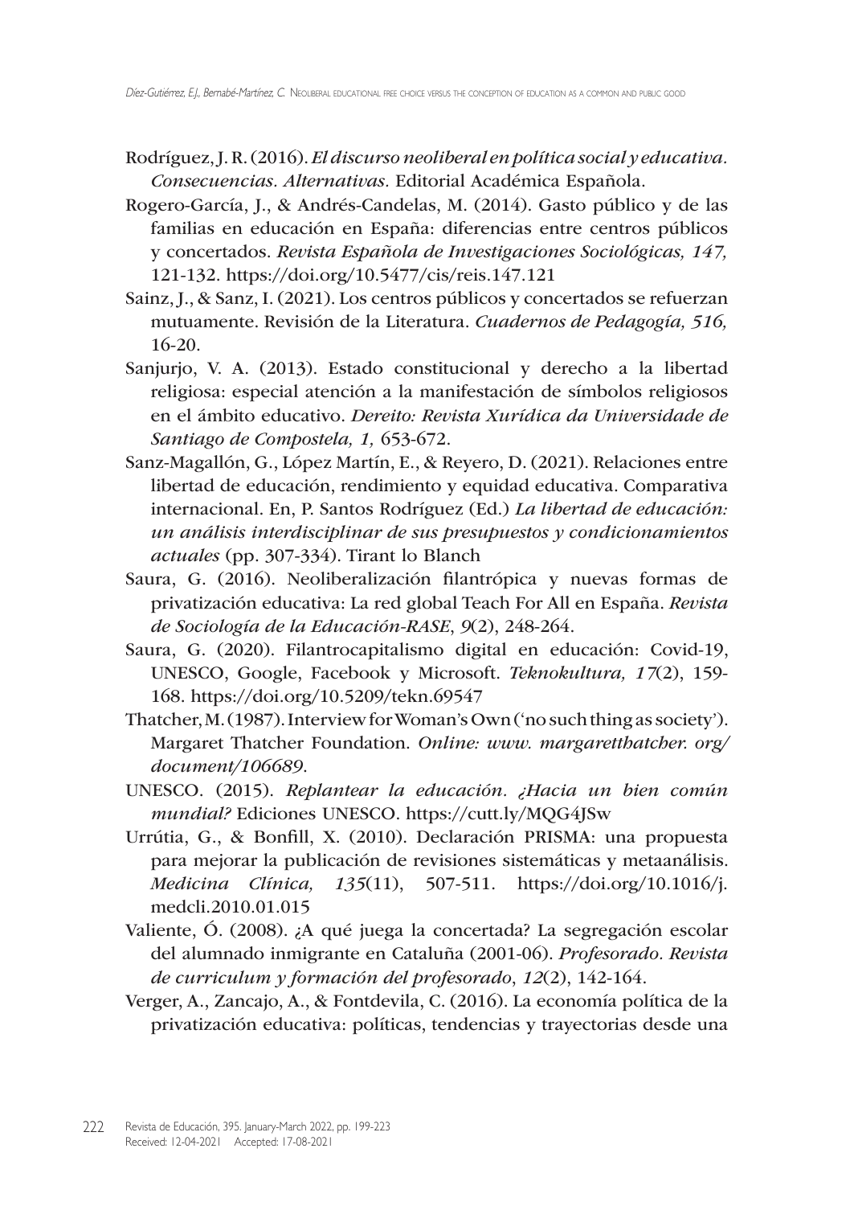Rodríguez, J. R. (2016). *El discurso neoliberal en política social y educativa. Consecuencias. Alternativas.* Editorial Académica Española.

Rogero-García, J., & Andrés-Candelas, M. (2014). Gasto público y de las familias en educación en España: diferencias entre centros públicos y concertados. *Revista Española de Investigaciones Sociológicas, 147,* 121-132. https://doi.org/10.5477/cis/reis.147.121

Sainz, J., & Sanz, I. (2021). Los centros públicos y concertados se refuerzan mutuamente. Revisión de la Literatura. *Cuadernos de Pedagogía, 516,* 16-20.

Sanjurjo, V. A. (2013). Estado constitucional y derecho a la libertad religiosa: especial atención a la manifestación de símbolos religiosos en el ámbito educativo. *Dereito: Revista Xurídica da Universidade de Santiago de Compostela, 1,* 653-672.

Sanz-Magallón, G., López Martín, E., & Reyero, D. (2021). Relaciones entre libertad de educación, rendimiento y equidad educativa. Comparativa internacional. En, P. Santos Rodríguez (Ed.) *La libertad de educación: un análisis interdisciplinar de sus presupuestos y condicionamientos actuales* (pp. 307-334). Tirant lo Blanch

Saura, G. (2016). Neoliberalización filantrópica y nuevas formas de privatización educativa: La red global Teach For All en España. *Revista de Sociología de la Educación-RASE*, *9*(2), 248-264.

Saura, G. (2020). Filantrocapitalismo digital en educación: Covid-19, UNESCO, Google, Facebook y Microsoft. *Teknokultura, 17*(2), 159-168. https://doi.org/10.5209/tekn.69547

Thatcher, M. (1987). Interview for Woman's Own ('no such thing as society'). Margaret Thatcher Foundation. *Online: www. margaretthatcher. org/ document/106689*.

UNESCO. (2015). *Replantear la educación. ¿Hacia un bien común mundial?* Ediciones UNESCO. https://cutt.ly/MQG4JSw

Urrútia, G., & Bonfill, X. (2010). Declaración PRISMA: una propuesta para mejorar la publicación de revisiones sistemáticas y metaanálisis. *Medicina Clínica, 135*(11), 507-511. https://doi.org/10.1016/j.medcli.2010.01.015

Valiente, Ó. (2008). ¿A qué juega la concertada? La segregación escolar del alumnado inmigrante en Cataluña (2001-06). *Profesorado. Revista de curriculum y formación del profesorado*, *12*(2), 142-164.

Verger, A., Zancajo, A., & Fontdevila, C. (2016). La economía política de la privatización educativa: políticas, tendencias y trayectorias desde una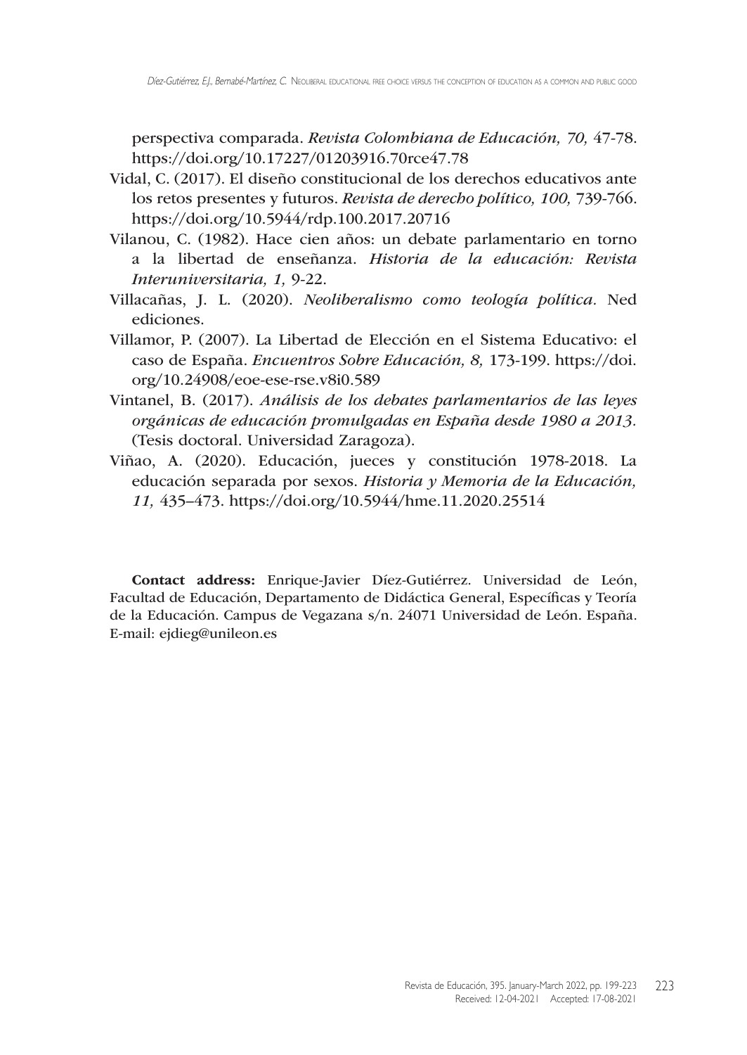perspectiva comparada. *Revista Colombiana de Educación, 70,* 47-78. https://doi.org/10.17227/01203916.70rce47.78

Vidal, C. (2017). El diseño constitucional de los derechos educativos ante los retos presentes y futuros. *Revista de derecho político, 100,* 739-766. https://doi.org/10.5944/rdp.100.2017.20716

Vilanou, C. (1982). Hace cien años: un debate parlamentario en torno a la libertad de enseñanza. *Historia de la educación: Revista Interuniversitaria, 1,* 9-22.

Villacañas, J. L. (2020). *Neoliberalismo como teología política*. Ned ediciones.

Villamor, P. (2007). La Libertad de Elección en el Sistema Educativo: el caso de España. *Encuentros Sobre Educación, 8,* 173-199. https://doi.org/10.24908/eoe-ese-rse.v8i0.589

Vintanel, B. (2017). *Análisis de los debates parlamentarios de las leyes orgánicas de educación promulgadas en España desde 1980 a 2013.* (Tesis doctoral. Universidad Zaragoza).

Viñao, A. (2020). Educación, jueces y constitución 1978-2018. La educación separada por sexos. *Historia y Memoria de la Educación, 11,* 435–473. https://doi.org/10.5944/hme.11.2020.25514

**Contact address:** Enrique-Javier Díez-Gutiérrez. Universidad de León, Facultad de Educación, Departamento de Didáctica General, Específicas y Teoría de la Educación. Campus de Vegazana s/n. 24071 Universidad de León. España. E-mail: ejdieg@unileon.es

Received: 12-04-2021 Accepted: 17-08-2021